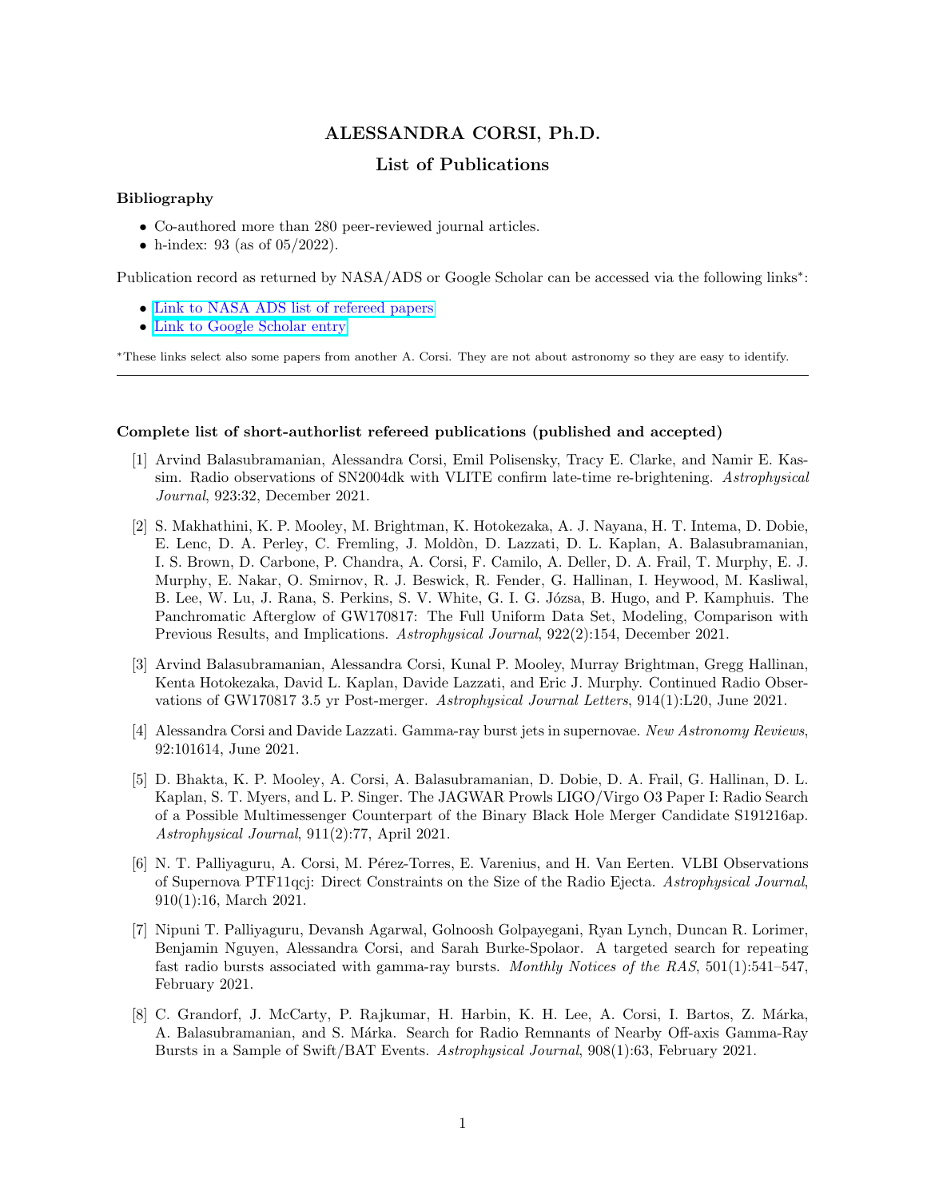# ALESSANDRA CORSI, Ph.D.

## List of Publications

### Bibliography

- Co-authored more than 280 peer-reviewed journal articles.
- h-index: 93 (as of 05/2022).

Publication record as returned by NASA/ADS or Google Scholar can be accessed via the following links*:

- Link to NASA ADS list of refereed papers
- Link to Google Scholar entry

*These links select also some papers from another A. Corsi. They are not about astronomy so they are easy to identify.

---

### Complete list of short-authorlist refereed publications (published and accepted)

[1] Arvind Balasubramanian, Alessandra Corsi, Emil Polisensky, Tracy E. Clarke, and Namir E. Kassim. Radio observations of SN2004dk with VLITE confirm late-time re-brightening. *Astrophysical Journal*, 923:32, December 2021.

[2] S. Makhathini, K. P. Mooley, M. Brightman, K. Hotokezaka, A. J. Nayana, H. T. Intema, D. Dobie, E. Lenc, D. A. Perley, C. Fremling, J. Moldòn, D. Lazzati, D. L. Kaplan, A. Balasubramanian, I. S. Brown, D. Carbone, P. Chandra, A. Corsi, F. Camilo, A. Deller, D. A. Frail, T. Murphy, E. J. Murphy, E. Nakar, O. Smirnov, R. J. Beswick, R. Fender, G. Hallinan, I. Heywood, M. Kasliwal, B. Lee, W. Lu, J. Rana, S. Perkins, S. V. White, G. I. G. Józsa, B. Hugo, and P. Kamphuis. The Panchromatic Afterglow of GW170817: The Full Uniform Data Set, Modeling, Comparison with Previous Results, and Implications. *Astrophysical Journal*, 922(2):154, December 2021.

[3] Arvind Balasubramanian, Alessandra Corsi, Kunal P. Mooley, Murray Brightman, Gregg Hallinan, Kenta Hotokezaka, David L. Kaplan, Davide Lazzati, and Eric J. Murphy. Continued Radio Observations of GW170817 3.5 yr Post-merger. *Astrophysical Journal Letters*, 914(1):L20, June 2021.

[4] Alessandra Corsi and Davide Lazzati. Gamma-ray burst jets in supernovae. *New Astronomy Reviews*, 92:101614, June 2021.

[5] D. Bhakta, K. P. Mooley, A. Corsi, A. Balasubramanian, D. Dobie, D. A. Frail, G. Hallinan, D. L. Kaplan, S. T. Myers, and L. P. Singer. The JAGWAR Prowls LIGO/Virgo O3 Paper I: Radio Search of a Possible Multimessenger Counterpart of the Binary Black Hole Merger Candidate S191216ap. *Astrophysical Journal*, 911(2):77, April 2021.

[6] N. T. Palliyaguru, A. Corsi, M. Pérez-Torres, E. Varenius, and H. Van Eerten. VLBI Observations of Supernova PTF11qcj: Direct Constraints on the Size of the Radio Ejecta. *Astrophysical Journal*, 910(1):16, March 2021.

[7] Nipuni T. Palliyaguru, Devansh Agarwal, Golnoosh Golpayegani, Ryan Lynch, Duncan R. Lorimer, Benjamin Nguyen, Alessandra Corsi, and Sarah Burke-Spolaor. A targeted search for repeating fast radio bursts associated with gamma-ray bursts. *Monthly Notices of the RAS*, 501(1):541–547, February 2021.

[8] C. Grandorf, J. McCarty, P. Rajkumar, H. Harbin, K. H. Lee, A. Corsi, I. Bartos, Z. Márka, A. Balasubramanian, and S. Márka. Search for Radio Remnants of Nearby Off-axis Gamma-Ray Bursts in a Sample of Swift/BAT Events. *Astrophysical Journal*, 908(1):63, February 2021.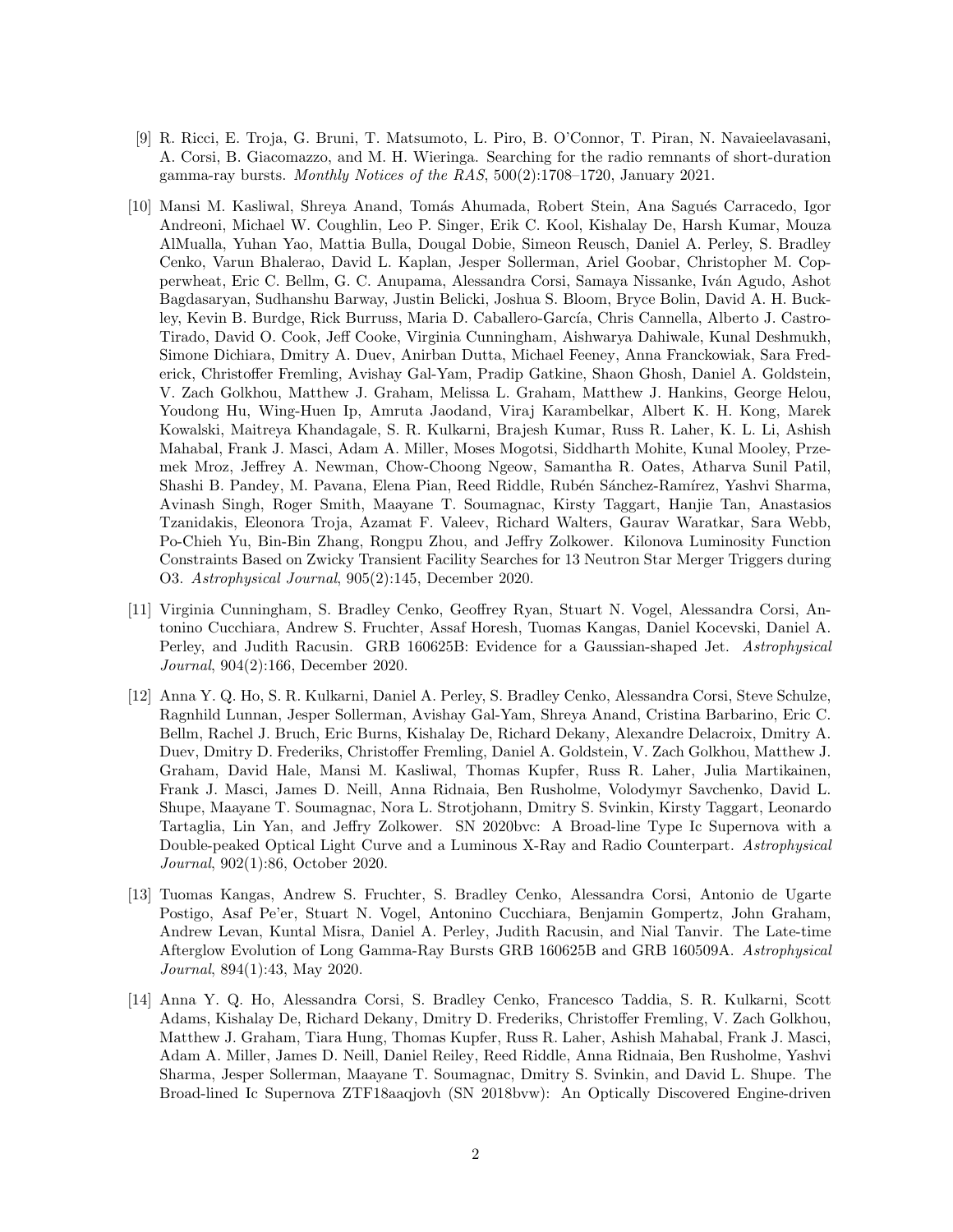[9] R. Ricci, E. Troja, G. Bruni, T. Matsumoto, L. Piro, B. O'Connor, T. Piran, N. Navaieelavasani, A. Corsi, B. Giacomazzo, and M. H. Wieringa. Searching for the radio remnants of short-duration gamma-ray bursts. *Monthly Notices of the RAS*, 500(2):1708–1720, January 2021.

[10] Mansi M. Kasliwal, Shreya Anand, Tomás Ahumada, Robert Stein, Ana Sagués Carracedo, Igor Andreoni, Michael W. Coughlin, Leo P. Singer, Erik C. Kool, Kishalay De, Harsh Kumar, Mouza AlMualla, Yuhan Yao, Mattia Bulla, Dougal Dobie, Simeon Reusch, Daniel A. Perley, S. Bradley Cenko, Varun Bhalerao, David L. Kaplan, Jesper Sollerman, Ariel Goobar, Christopher M. Copperwheat, Eric C. Bellm, G. C. Anupama, Alessandra Corsi, Samaya Nissanke, Iván Agudo, Ashot Bagdasaryan, Sudhanshu Barway, Justin Belicki, Joshua S. Bloom, Bryce Bolin, David A. H. Buckley, Kevin B. Burdge, Rick Burruss, Maria D. Caballero-García, Chris Cannella, Alberto J. Castro-Tirado, David O. Cook, Jeff Cooke, Virginia Cunningham, Aishwarya Dahiwale, Kunal Deshmukh, Simone Dichiara, Dmitry A. Duev, Anirban Dutta, Michael Feeney, Anna Franckowiak, Sara Frederick, Christoffer Fremling, Avishay Gal-Yam, Pradip Gatkine, Shaon Ghosh, Daniel A. Goldstein, V. Zach Golkhou, Matthew J. Graham, Melissa L. Graham, Matthew J. Hankins, George Helou, Youdong Hu, Wing-Huen Ip, Amruta Jaodand, Viraj Karambelkar, Albert K. H. Kong, Marek Kowalski, Maitreya Khandagale, S. R. Kulkarni, Brajesh Kumar, Russ R. Laher, K. L. Li, Ashish Mahabal, Frank J. Masci, Adam A. Miller, Moses Mogotsi, Siddharth Mohite, Kunal Mooley, Przemek Mroz, Jeffrey A. Newman, Chow-Choong Ngeow, Samantha R. Oates, Atharva Sunil Patil, Shashi B. Pandey, M. Pavana, Elena Pian, Reed Riddle, Rubén Sánchez-Ramírez, Yashvi Sharma, Avinash Singh, Roger Smith, Maayane T. Soumagnac, Kirsty Taggart, Hanjie Tan, Anastasios Tzanidakis, Eleonora Troja, Azamat F. Valeev, Richard Walters, Gaurav Waratkar, Sara Webb, Po-Chieh Yu, Bin-Bin Zhang, Rongpu Zhou, and Jeffry Zolkower. Kilonova Luminosity Function Constraints Based on Zwicky Transient Facility Searches for 13 Neutron Star Merger Triggers during O3. *Astrophysical Journal*, 905(2):145, December 2020.

[11] Virginia Cunningham, S. Bradley Cenko, Geoffrey Ryan, Stuart N. Vogel, Alessandra Corsi, Antonino Cucchiara, Andrew S. Fruchter, Assaf Horesh, Tuomas Kangas, Daniel Kocevski, Daniel A. Perley, and Judith Racusin. GRB 160625B: Evidence for a Gaussian-shaped Jet. *Astrophysical Journal*, 904(2):166, December 2020.

[12] Anna Y. Q. Ho, S. R. Kulkarni, Daniel A. Perley, S. Bradley Cenko, Alessandra Corsi, Steve Schulze, Ragnhild Lunnan, Jesper Sollerman, Avishay Gal-Yam, Shreya Anand, Cristina Barbarino, Eric C. Bellm, Rachel J. Bruch, Eric Burns, Kishalay De, Richard Dekany, Alexandre Delacroix, Dmitry A. Duev, Dmitry D. Frederiks, Christoffer Fremling, Daniel A. Goldstein, V. Zach Golkhou, Matthew J. Graham, David Hale, Mansi M. Kasliwal, Thomas Kupfer, Russ R. Laher, Julia Martikainen, Frank J. Masci, James D. Neill, Anna Ridnaia, Ben Rusholme, Volodymyr Savchenko, David L. Shupe, Maayane T. Soumagnac, Nora L. Strotjohann, Dmitry S. Svinkin, Kirsty Taggart, Leonardo Tartaglia, Lin Yan, and Jeffry Zolkower. SN 2020bvc: A Broad-line Type Ic Supernova with a Double-peaked Optical Light Curve and a Luminous X-Ray and Radio Counterpart. *Astrophysical Journal*, 902(1):86, October 2020.

[13] Tuomas Kangas, Andrew S. Fruchter, S. Bradley Cenko, Alessandra Corsi, Antonio de Ugarte Postigo, Asaf Pe'er, Stuart N. Vogel, Antonino Cucchiara, Benjamin Gompertz, John Graham, Andrew Levan, Kuntal Misra, Daniel A. Perley, Judith Racusin, and Nial Tanvir. The Late-time Afterglow Evolution of Long Gamma-Ray Bursts GRB 160625B and GRB 160509A. *Astrophysical Journal*, 894(1):43, May 2020.

[14] Anna Y. Q. Ho, Alessandra Corsi, S. Bradley Cenko, Francesco Taddia, S. R. Kulkarni, Scott Adams, Kishalay De, Richard Dekany, Dmitry D. Frederiks, Christoffer Fremling, V. Zach Golkhou, Matthew J. Graham, Tiara Hung, Thomas Kupfer, Russ R. Laher, Ashish Mahabal, Frank J. Masci, Adam A. Miller, James D. Neill, Daniel Reiley, Reed Riddle, Anna Ridnaia, Ben Rusholme, Yashvi Sharma, Jesper Sollerman, Maayane T. Soumagnac, Dmitry S. Svinkin, and David L. Shupe. The Broad-lined Ic Supernova ZTF18aaqjovh (SN 2018bvw): An Optically Discovered Engine-driven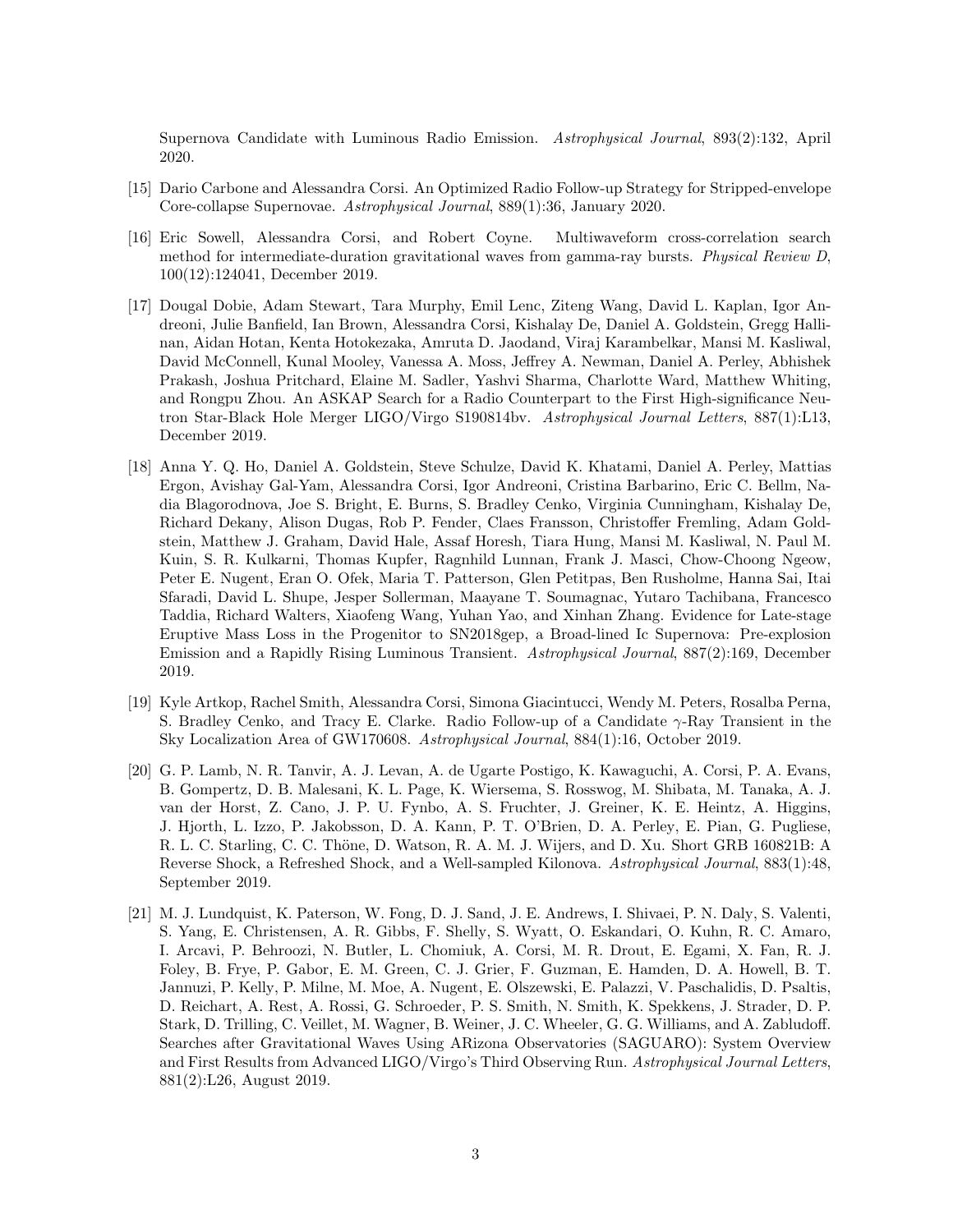Supernova Candidate with Luminous Radio Emission. *Astrophysical Journal*, 893(2):132, April 2020.

[15] Dario Carbone and Alessandra Corsi. An Optimized Radio Follow-up Strategy for Stripped-envelope Core-collapse Supernovae. *Astrophysical Journal*, 889(1):36, January 2020.

[16] Eric Sowell, Alessandra Corsi, and Robert Coyne. Multiwaveform cross-correlation search method for intermediate-duration gravitational waves from gamma-ray bursts. *Physical Review D*, 100(12):124041, December 2019.

[17] Dougal Dobie, Adam Stewart, Tara Murphy, Emil Lenc, Ziteng Wang, David L. Kaplan, Igor Andreoni, Julie Banfield, Ian Brown, Alessandra Corsi, Kishalay De, Daniel A. Goldstein, Gregg Hallinan, Aidan Hotan, Kenta Hotokezaka, Amruta D. Jaodand, Viraj Karambelkar, Mansi M. Kasliwal, David McConnell, Kunal Mooley, Vanessa A. Moss, Jeffrey A. Newman, Daniel A. Perley, Abhishek Prakash, Joshua Pritchard, Elaine M. Sadler, Yashvi Sharma, Charlotte Ward, Matthew Whiting, and Rongpu Zhou. An ASKAP Search for a Radio Counterpart to the First High-significance Neutron Star-Black Hole Merger LIGO/Virgo S190814bv. *Astrophysical Journal Letters*, 887(1):L13, December 2019.

[18] Anna Y. Q. Ho, Daniel A. Goldstein, Steve Schulze, David K. Khatami, Daniel A. Perley, Mattias Ergon, Avishay Gal-Yam, Alessandra Corsi, Igor Andreoni, Cristina Barbarino, Eric C. Bellm, Nadia Blagorodnova, Joe S. Bright, E. Burns, S. Bradley Cenko, Virginia Cunningham, Kishalay De, Richard Dekany, Alison Dugas, Rob P. Fender, Claes Fransson, Christoffer Fremling, Adam Goldstein, Matthew J. Graham, David Hale, Assaf Horesh, Tiara Hung, Mansi M. Kasliwal, N. Paul M. Kuin, S. R. Kulkarni, Thomas Kupfer, Ragnhild Lunnan, Frank J. Masci, Chow-Choong Ngeow, Peter E. Nugent, Eran O. Ofek, Maria T. Patterson, Glen Petitpas, Ben Rusholme, Hanna Sai, Itai Sfaradi, David L. Shupe, Jesper Sollerman, Maayane T. Soumagnac, Yutaro Tachibana, Francesco Taddia, Richard Walters, Xiaofeng Wang, Yuhan Yao, and Xinhan Zhang. Evidence for Late-stage Eruptive Mass Loss in the Progenitor to SN2018gep, a Broad-lined Ic Supernova: Pre-explosion Emission and a Rapidly Rising Luminous Transient. *Astrophysical Journal*, 887(2):169, December 2019.

[19] Kyle Artkop, Rachel Smith, Alessandra Corsi, Simona Giacintucci, Wendy M. Peters, Rosalba Perna, S. Bradley Cenko, and Tracy E. Clarke. Radio Follow-up of a Candidate $\gamma$-Ray Transient in the Sky Localization Area of GW170608. *Astrophysical Journal*, 884(1):16, October 2019.

[20] G. P. Lamb, N. R. Tanvir, A. J. Levan, A. de Ugarte Postigo, K. Kawaguchi, A. Corsi, P. A. Evans, B. Gompertz, D. B. Malesani, K. L. Page, K. Wiersema, S. Rosswog, M. Shibata, M. Tanaka, A. J. van der Horst, Z. Cano, J. P. U. Fynbo, A. S. Fruchter, J. Greiner, K. E. Heintz, A. Higgins, J. Hjorth, L. Izzo, P. Jakobsson, D. A. Kann, P. T. O'Brien, D. A. Perley, E. Pian, G. Pugliese, R. L. C. Starling, C. C. Thöne, D. Watson, R. A. M. J. Wijers, and D. Xu. Short GRB 160821B: A Reverse Shock, a Refreshed Shock, and a Well-sampled Kilonova. *Astrophysical Journal*, 883(1):48, September 2019.

[21] M. J. Lundquist, K. Paterson, W. Fong, D. J. Sand, J. E. Andrews, I. Shivaei, P. N. Daly, S. Valenti, S. Yang, E. Christensen, A. R. Gibbs, F. Shelly, S. Wyatt, O. Eskandari, O. Kuhn, R. C. Amaro, I. Arcavi, P. Behroozi, N. Butler, L. Chomiuk, A. Corsi, M. R. Drout, E. Egami, X. Fan, R. J. Foley, B. Frye, P. Gabor, E. M. Green, C. J. Grier, F. Guzman, E. Hamden, D. A. Howell, B. T. Jannuzi, P. Kelly, P. Milne, M. Moe, A. Nugent, E. Olszewski, E. Palazzi, V. Paschalidis, D. Psaltis, D. Reichart, A. Rest, A. Rossi, G. Schroeder, P. S. Smith, N. Smith, K. Spekkens, J. Strader, D. P. Stark, D. Trilling, C. Veillet, M. Wagner, B. Weiner, J. C. Wheeler, G. G. Williams, and A. Zabludoff. Searches after Gravitational Waves Using ARizona Observatories (SAGUARO): System Overview and First Results from Advanced LIGO/Virgo's Third Observing Run. *Astrophysical Journal Letters*, 881(2):L26, August 2019.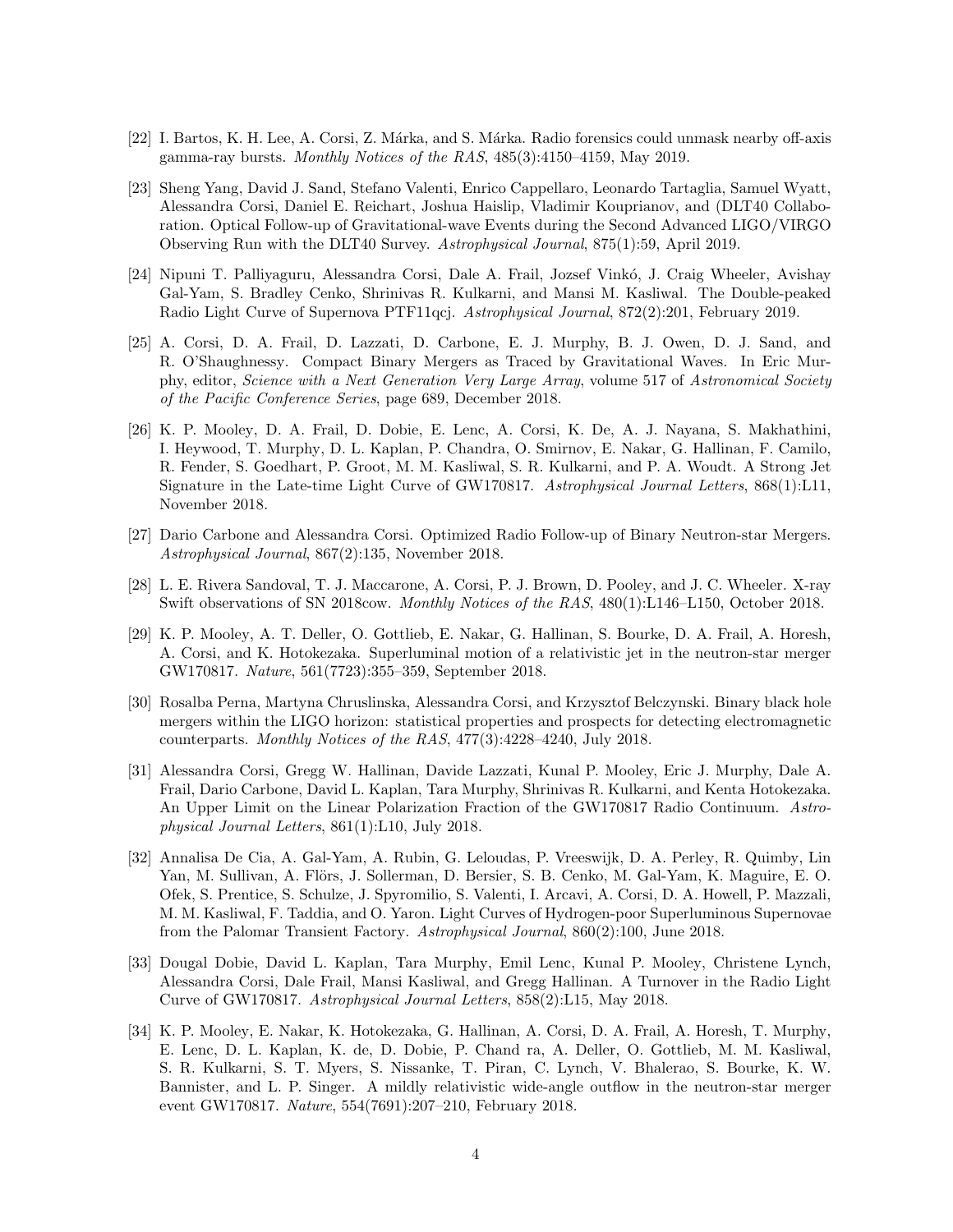[22] I. Bartos, K. H. Lee, A. Corsi, Z. Márka, and S. Márka. Radio forensics could unmask nearby off-axis gamma-ray bursts. *Monthly Notices of the RAS*, 485(3):4150–4159, May 2019.

[23] Sheng Yang, David J. Sand, Stefano Valenti, Enrico Cappellaro, Leonardo Tartaglia, Samuel Wyatt, Alessandra Corsi, Daniel E. Reichart, Joshua Haislip, Vladimir Kouprianov, and (DLT40 Collaboration. Optical Follow-up of Gravitational-wave Events during the Second Advanced LIGO/VIRGO Observing Run with the DLT40 Survey. *Astrophysical Journal*, 875(1):59, April 2019.

[24] Nipuni T. Palliyaguru, Alessandra Corsi, Dale A. Frail, Jozsef Vinkó, J. Craig Wheeler, Avishay Gal-Yam, S. Bradley Cenko, Shrinivas R. Kulkarni, and Mansi M. Kasliwal. The Double-peaked Radio Light Curve of Supernova PTF11qcj. *Astrophysical Journal*, 872(2):201, February 2019.

[25] A. Corsi, D. A. Frail, D. Lazzati, D. Carbone, E. J. Murphy, B. J. Owen, D. J. Sand, and R. O'Shaughnessy. Compact Binary Mergers as Traced by Gravitational Waves. In Eric Murphy, editor, *Science with a Next Generation Very Large Array*, volume 517 of *Astronomical Society of the Pacific Conference Series*, page 689, December 2018.

[26] K. P. Mooley, D. A. Frail, D. Dobie, E. Lenc, A. Corsi, K. De, A. J. Nayana, S. Makhathini, I. Heywood, T. Murphy, D. L. Kaplan, P. Chandra, O. Smirnov, E. Nakar, G. Hallinan, F. Camilo, R. Fender, S. Goedhart, P. Groot, M. M. Kasliwal, S. R. Kulkarni, and P. A. Woudt. A Strong Jet Signature in the Late-time Light Curve of GW170817. *Astrophysical Journal Letters*, 868(1):L11, November 2018.

[27] Dario Carbone and Alessandra Corsi. Optimized Radio Follow-up of Binary Neutron-star Mergers. *Astrophysical Journal*, 867(2):135, November 2018.

[28] L. E. Rivera Sandoval, T. J. Maccarone, A. Corsi, P. J. Brown, D. Pooley, and J. C. Wheeler. X-ray Swift observations of SN 2018cow. *Monthly Notices of the RAS*, 480(1):L146–L150, October 2018.

[29] K. P. Mooley, A. T. Deller, O. Gottlieb, E. Nakar, G. Hallinan, S. Bourke, D. A. Frail, A. Horesh, A. Corsi, and K. Hotokezaka. Superluminal motion of a relativistic jet in the neutron-star merger GW170817. *Nature*, 561(7723):355–359, September 2018.

[30] Rosalba Perna, Martyna Chruslinska, Alessandra Corsi, and Krzysztof Belczynski. Binary black hole mergers within the LIGO horizon: statistical properties and prospects for detecting electromagnetic counterparts. *Monthly Notices of the RAS*, 477(3):4228–4240, July 2018.

[31] Alessandra Corsi, Gregg W. Hallinan, Davide Lazzati, Kunal P. Mooley, Eric J. Murphy, Dale A. Frail, Dario Carbone, David L. Kaplan, Tara Murphy, Shrinivas R. Kulkarni, and Kenta Hotokezaka. An Upper Limit on the Linear Polarization Fraction of the GW170817 Radio Continuum. *Astrophysical Journal Letters*, 861(1):L10, July 2018.

[32] Annalisa De Cia, A. Gal-Yam, A. Rubin, G. Leloudas, P. Vreeswijk, D. A. Perley, R. Quimby, Lin Yan, M. Sullivan, A. Flörs, J. Sollerman, D. Bersier, S. B. Cenko, M. Gal-Yam, K. Maguire, E. O. Ofek, S. Prentice, S. Schulze, J. Spyromilio, S. Valenti, I. Arcavi, A. Corsi, D. A. Howell, P. Mazzali, M. M. Kasliwal, F. Taddia, and O. Yaron. Light Curves of Hydrogen-poor Superluminous Supernovae from the Palomar Transient Factory. *Astrophysical Journal*, 860(2):100, June 2018.

[33] Dougal Dobie, David L. Kaplan, Tara Murphy, Emil Lenc, Kunal P. Mooley, Christene Lynch, Alessandra Corsi, Dale Frail, Mansi Kasliwal, and Gregg Hallinan. A Turnover in the Radio Light Curve of GW170817. *Astrophysical Journal Letters*, 858(2):L15, May 2018.

[34] K. P. Mooley, E. Nakar, K. Hotokezaka, G. Hallinan, A. Corsi, D. A. Frail, A. Horesh, T. Murphy, E. Lenc, D. L. Kaplan, K. de, D. Dobie, P. Chand ra, A. Deller, O. Gottlieb, M. M. Kasliwal, S. R. Kulkarni, S. T. Myers, S. Nissanke, T. Piran, C. Lynch, V. Bhalerao, S. Bourke, K. W. Bannister, and L. P. Singer. A mildly relativistic wide-angle outflow in the neutron-star merger event GW170817. *Nature*, 554(7691):207–210, February 2018.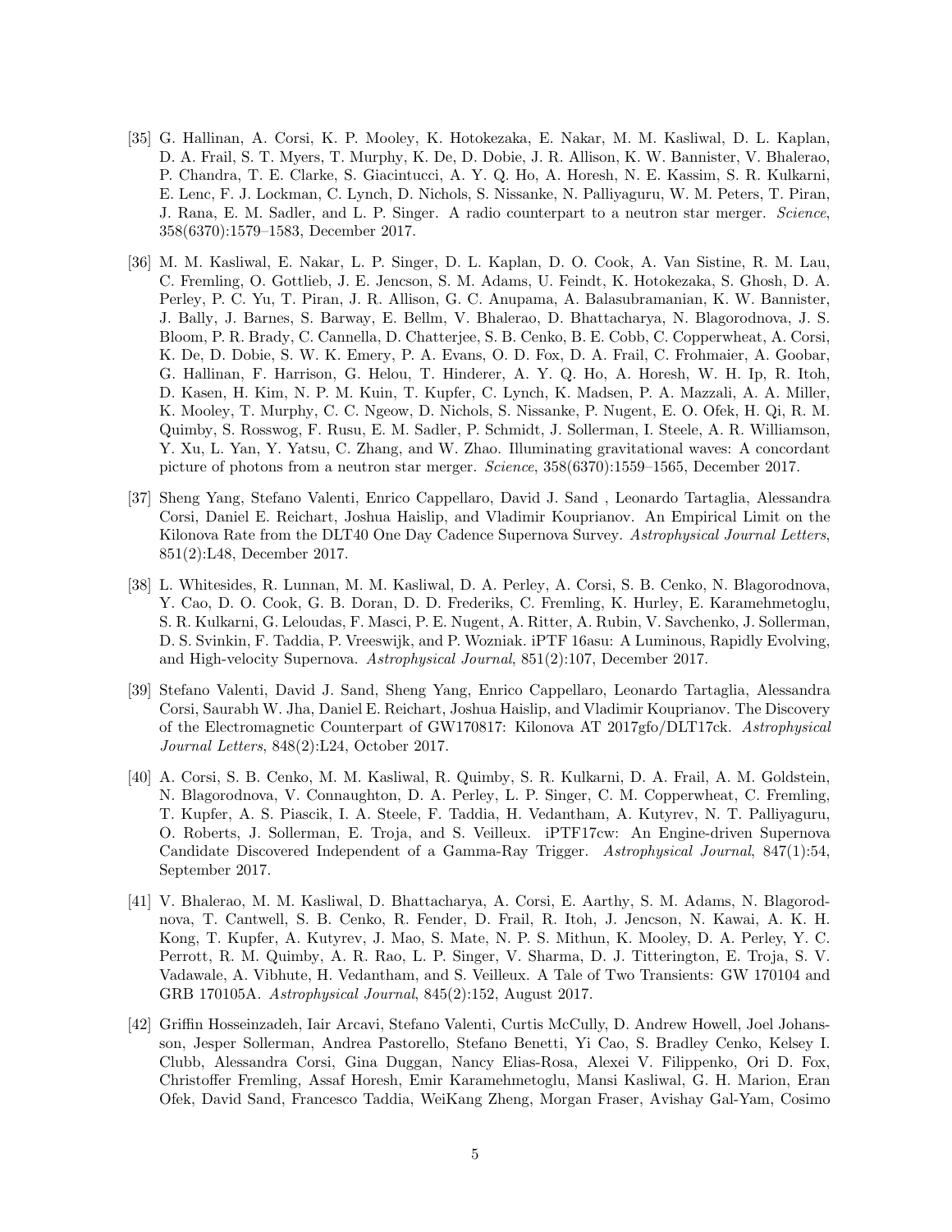[35] G. Hallinan, A. Corsi, K. P. Mooley, K. Hotokezaka, E. Nakar, M. M. Kasliwal, D. L. Kaplan, D. A. Frail, S. T. Myers, T. Murphy, K. De, D. Dobie, J. R. Allison, K. W. Bannister, V. Bhalerao, P. Chandra, T. E. Clarke, S. Giacintucci, A. Y. Q. Ho, A. Horesh, N. E. Kassim, S. R. Kulkarni, E. Lenc, F. J. Lockman, C. Lynch, D. Nichols, S. Nissanke, N. Palliyaguru, W. M. Peters, T. Piran, J. Rana, E. M. Sadler, and L. P. Singer. A radio counterpart to a neutron star merger. *Science*, 358(6370):1579–1583, December 2017.

[36] M. M. Kasliwal, E. Nakar, L. P. Singer, D. L. Kaplan, D. O. Cook, A. Van Sistine, R. M. Lau, C. Fremling, O. Gottlieb, J. E. Jencson, S. M. Adams, U. Feindt, K. Hotokezaka, S. Ghosh, D. A. Perley, P. C. Yu, T. Piran, J. R. Allison, G. C. Anupama, A. Balasubramanian, K. W. Bannister, J. Bally, J. Barnes, S. Barway, E. Bellm, V. Bhalerao, D. Bhattacharya, N. Blagorodnova, J. S. Bloom, P. R. Brady, C. Cannella, D. Chatterjee, S. B. Cenko, B. E. Cobb, C. Copperwheat, A. Corsi, K. De, D. Dobie, S. W. K. Emery, P. A. Evans, O. D. Fox, D. A. Frail, C. Frohmaier, A. Goobar, G. Hallinan, F. Harrison, G. Helou, T. Hinderer, A. Y. Q. Ho, A. Horesh, W. H. Ip, R. Itoh, D. Kasen, H. Kim, N. P. M. Kuin, T. Kupfer, C. Lynch, K. Madsen, P. A. Mazzali, A. A. Miller, K. Mooley, T. Murphy, C. C. Ngeow, D. Nichols, S. Nissanke, P. Nugent, E. O. Ofek, H. Qi, R. M. Quimby, S. Rosswog, F. Rusu, E. M. Sadler, P. Schmidt, J. Sollerman, I. Steele, A. R. Williamson, Y. Xu, L. Yan, Y. Yatsu, C. Zhang, and W. Zhao. Illuminating gravitational waves: A concordant picture of photons from a neutron star merger. *Science*, 358(6370):1559–1565, December 2017.

[37] Sheng Yang, Stefano Valenti, Enrico Cappellaro, David J. Sand , Leonardo Tartaglia, Alessandra Corsi, Daniel E. Reichart, Joshua Haislip, and Vladimir Kouprianov. An Empirical Limit on the Kilonova Rate from the DLT40 One Day Cadence Supernova Survey. *Astrophysical Journal Letters*, 851(2):L48, December 2017.

[38] L. Whitesides, R. Lunnan, M. M. Kasliwal, D. A. Perley, A. Corsi, S. B. Cenko, N. Blagorodnova, Y. Cao, D. O. Cook, G. B. Doran, D. D. Frederiks, C. Fremling, K. Hurley, E. Karamehmetoglu, S. R. Kulkarni, G. Leloudas, F. Masci, P. E. Nugent, A. Ritter, A. Rubin, V. Savchenko, J. Sollerman, D. S. Svinkin, F. Taddia, P. Vreeswijk, and P. Wozniak. iPTF 16asu: A Luminous, Rapidly Evolving, and High-velocity Supernova. *Astrophysical Journal*, 851(2):107, December 2017.

[39] Stefano Valenti, David J. Sand, Sheng Yang, Enrico Cappellaro, Leonardo Tartaglia, Alessandra Corsi, Saurabh W. Jha, Daniel E. Reichart, Joshua Haislip, and Vladimir Kouprianov. The Discovery of the Electromagnetic Counterpart of GW170817: Kilonova AT 2017gfo/DLT17ck. *Astrophysical Journal Letters*, 848(2):L24, October 2017.

[40] A. Corsi, S. B. Cenko, M. M. Kasliwal, R. Quimby, S. R. Kulkarni, D. A. Frail, A. M. Goldstein, N. Blagorodnova, V. Connaughton, D. A. Perley, L. P. Singer, C. M. Copperwheat, C. Fremling, T. Kupfer, A. S. Piascik, I. A. Steele, F. Taddia, H. Vedantham, A. Kutyrev, N. T. Palliyaguru, O. Roberts, J. Sollerman, E. Troja, and S. Veilleux. iPTF17cw: An Engine-driven Supernova Candidate Discovered Independent of a Gamma-Ray Trigger. *Astrophysical Journal*, 847(1):54, September 2017.

[41] V. Bhalerao, M. M. Kasliwal, D. Bhattacharya, A. Corsi, E. Aarthy, S. M. Adams, N. Blagorodnova, T. Cantwell, S. B. Cenko, R. Fender, D. Frail, R. Itoh, J. Jencson, N. Kawai, A. K. H. Kong, T. Kupfer, A. Kutyrev, J. Mao, S. Mate, N. P. S. Mithun, K. Mooley, D. A. Perley, Y. C. Perrott, R. M. Quimby, A. R. Rao, L. P. Singer, V. Sharma, D. J. Titterington, E. Troja, S. V. Vadawale, A. Vibhute, H. Vedantham, and S. Veilleux. A Tale of Two Transients: GW 170104 and GRB 170105A. *Astrophysical Journal*, 845(2):152, August 2017.

[42] Griffin Hosseinzadeh, Iair Arcavi, Stefano Valenti, Curtis McCully, D. Andrew Howell, Joel Johansson, Jesper Sollerman, Andrea Pastorello, Stefano Benetti, Yi Cao, S. Bradley Cenko, Kelsey I. Clubb, Alessandra Corsi, Gina Duggan, Nancy Elias-Rosa, Alexei V. Filippenko, Ori D. Fox, Christoffer Fremling, Assaf Horesh, Emir Karamehmetoglu, Mansi Kasliwal, G. H. Marion, Eran Ofek, David Sand, Francesco Taddia, WeiKang Zheng, Morgan Fraser, Avishay Gal-Yam, Cosimo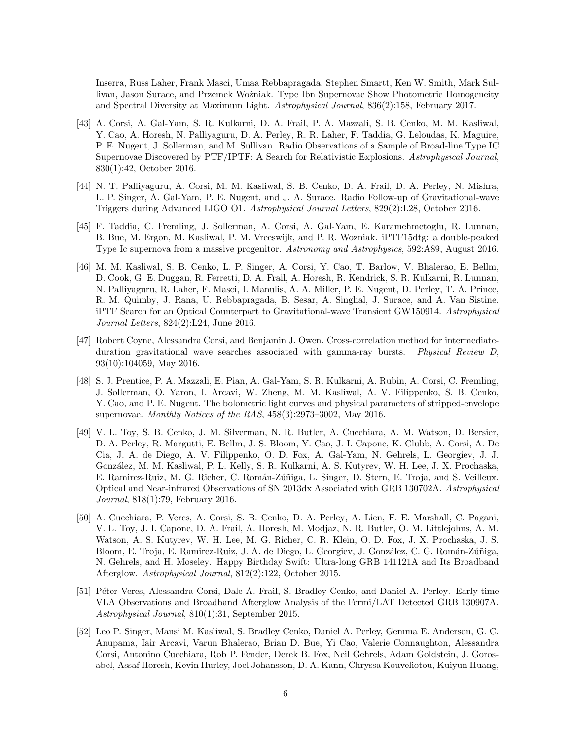Inserra, Russ Laher, Frank Masci, Umaa Rebbapragada, Stephen Smartt, Ken W. Smith, Mark Sullivan, Jason Surace, and Przemek Woźniak. Type Ibn Supernovae Show Photometric Homogeneity and Spectral Diversity at Maximum Light. *Astrophysical Journal*, 836(2):158, February 2017.

[43] A. Corsi, A. Gal-Yam, S. R. Kulkarni, D. A. Frail, P. A. Mazzali, S. B. Cenko, M. M. Kasliwal, Y. Cao, A. Horesh, N. Palliyaguru, D. A. Perley, R. R. Laher, F. Taddia, G. Leloudas, K. Maguire, P. E. Nugent, J. Sollerman, and M. Sullivan. Radio Observations of a Sample of Broad-line Type IC Supernovae Discovered by PTF/IPTF: A Search for Relativistic Explosions. *Astrophysical Journal*, 830(1):42, October 2016.

[44] N. T. Palliyaguru, A. Corsi, M. M. Kasliwal, S. B. Cenko, D. A. Frail, D. A. Perley, N. Mishra, L. P. Singer, A. Gal-Yam, P. E. Nugent, and J. A. Surace. Radio Follow-up of Gravitational-wave Triggers during Advanced LIGO O1. *Astrophysical Journal Letters*, 829(2):L28, October 2016.

[45] F. Taddia, C. Fremling, J. Sollerman, A. Corsi, A. Gal-Yam, E. Karamehmetoglu, R. Lunnan, B. Bue, M. Ergon, M. Kasliwal, P. M. Vreeswijk, and P. R. Wozniak. iPTF15dtg: a double-peaked Type Ic supernova from a massive progenitor. *Astronomy and Astrophysics*, 592:A89, August 2016.

[46] M. M. Kasliwal, S. B. Cenko, L. P. Singer, A. Corsi, Y. Cao, T. Barlow, V. Bhalerao, E. Bellm, D. Cook, G. E. Duggan, R. Ferretti, D. A. Frail, A. Horesh, R. Kendrick, S. R. Kulkarni, R. Lunnan, N. Palliyaguru, R. Laher, F. Masci, I. Manulis, A. A. Miller, P. E. Nugent, D. Perley, T. A. Prince, R. M. Quimby, J. Rana, U. Rebbapragada, B. Sesar, A. Singhal, J. Surace, and A. Van Sistine. iPTF Search for an Optical Counterpart to Gravitational-wave Transient GW150914. *Astrophysical Journal Letters*, 824(2):L24, June 2016.

[47] Robert Coyne, Alessandra Corsi, and Benjamin J. Owen. Cross-correlation method for intermediate-duration gravitational wave searches associated with gamma-ray bursts. *Physical Review D*, 93(10):104059, May 2016.

[48] S. J. Prentice, P. A. Mazzali, E. Pian, A. Gal-Yam, S. R. Kulkarni, A. Rubin, A. Corsi, C. Fremling, J. Sollerman, O. Yaron, I. Arcavi, W. Zheng, M. M. Kasliwal, A. V. Filippenko, S. B. Cenko, Y. Cao, and P. E. Nugent. The bolometric light curves and physical parameters of stripped-envelope supernovae. *Monthly Notices of the RAS*, 458(3):2973–3002, May 2016.

[49] V. L. Toy, S. B. Cenko, J. M. Silverman, N. R. Butler, A. Cucchiara, A. M. Watson, D. Bersier, D. A. Perley, R. Margutti, E. Bellm, J. S. Bloom, Y. Cao, J. I. Capone, K. Clubb, A. Corsi, A. De Cia, J. A. de Diego, A. V. Filippenko, O. D. Fox, A. Gal-Yam, N. Gehrels, L. Georgiev, J. J. González, M. M. Kasliwal, P. L. Kelly, S. R. Kulkarni, A. S. Kutyrev, W. H. Lee, J. X. Prochaska, E. Ramirez-Ruiz, M. G. Richer, C. Román-Zúñiga, L. Singer, D. Stern, E. Troja, and S. Veilleux. Optical and Near-infrared Observations of SN 2013dx Associated with GRB 130702A. *Astrophysical Journal*, 818(1):79, February 2016.

[50] A. Cucchiara, P. Veres, A. Corsi, S. B. Cenko, D. A. Perley, A. Lien, F. E. Marshall, C. Pagani, V. L. Toy, J. I. Capone, D. A. Frail, A. Horesh, M. Modjaz, N. R. Butler, O. M. Littlejohns, A. M. Watson, A. S. Kutyrev, W. H. Lee, M. G. Richer, C. R. Klein, O. D. Fox, J. X. Prochaska, J. S. Bloom, E. Troja, E. Ramirez-Ruiz, J. A. de Diego, L. Georgiev, J. González, C. G. Román-Zúñiga, N. Gehrels, and H. Moseley. Happy Birthday Swift: Ultra-long GRB 141121A and Its Broadband Afterglow. *Astrophysical Journal*, 812(2):122, October 2015.

[51] Péter Veres, Alessandra Corsi, Dale A. Frail, S. Bradley Cenko, and Daniel A. Perley. Early-time VLA Observations and Broadband Afterglow Analysis of the Fermi/LAT Detected GRB 130907A. *Astrophysical Journal*, 810(1):31, September 2015.

[52] Leo P. Singer, Mansi M. Kasliwal, S. Bradley Cenko, Daniel A. Perley, Gemma E. Anderson, G. C. Anupama, Iair Arcavi, Varun Bhalerao, Brian D. Bue, Yi Cao, Valerie Connaughton, Alessandra Corsi, Antonino Cucchiara, Rob P. Fender, Derek B. Fox, Neil Gehrels, Adam Goldstein, J. Gorosabel, Assaf Horesh, Kevin Hurley, Joel Johansson, D. A. Kann, Chryssa Kouveliotou, Kuiyun Huang,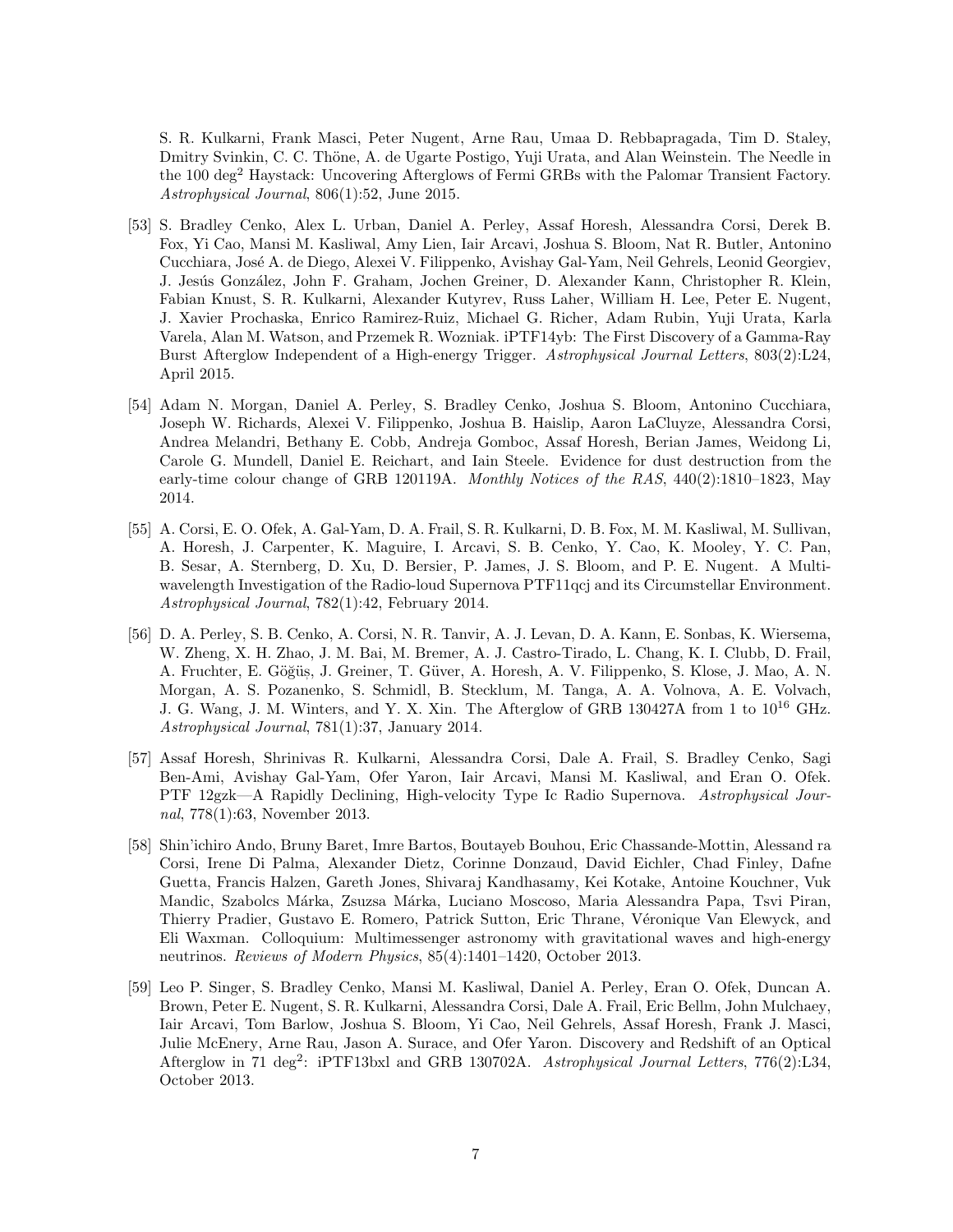S. R. Kulkarni, Frank Masci, Peter Nugent, Arne Rau, Umaa D. Rebbapragada, Tim D. Staley, Dmitry Svinkin, C. C. Thöne, A. de Ugarte Postigo, Yuji Urata, and Alan Weinstein. The Needle in the 100 deg$^2$ Haystack: Uncovering Afterglows of Fermi GRBs with the Palomar Transient Factory. *Astrophysical Journal*, 806(1):52, June 2015.

[53] S. Bradley Cenko, Alex L. Urban, Daniel A. Perley, Assaf Horesh, Alessandra Corsi, Derek B. Fox, Yi Cao, Mansi M. Kasliwal, Amy Lien, Iair Arcavi, Joshua S. Bloom, Nat R. Butler, Antonino Cucchiara, José A. de Diego, Alexei V. Filippenko, Avishay Gal-Yam, Neil Gehrels, Leonid Georgiev, J. Jesús González, John F. Graham, Jochen Greiner, D. Alexander Kann, Christopher R. Klein, Fabian Knust, S. R. Kulkarni, Alexander Kutyrev, Russ Laher, William H. Lee, Peter E. Nugent, J. Xavier Prochaska, Enrico Ramirez-Ruiz, Michael G. Richer, Adam Rubin, Yuji Urata, Karla Varela, Alan M. Watson, and Przemek R. Wozniak. iPTF14yb: The First Discovery of a Gamma-Ray Burst Afterglow Independent of a High-energy Trigger. *Astrophysical Journal Letters*, 803(2):L24, April 2015.

[54] Adam N. Morgan, Daniel A. Perley, S. Bradley Cenko, Joshua S. Bloom, Antonino Cucchiara, Joseph W. Richards, Alexei V. Filippenko, Joshua B. Haislip, Aaron LaCluyze, Alessandra Corsi, Andrea Melandri, Bethany E. Cobb, Andreja Gomboc, Assaf Horesh, Berian James, Weidong Li, Carole G. Mundell, Daniel E. Reichart, and Iain Steele. Evidence for dust destruction from the early-time colour change of GRB 120119A. *Monthly Notices of the RAS*, 440(2):1810–1823, May 2014.

[55] A. Corsi, E. O. Ofek, A. Gal-Yam, D. A. Frail, S. R. Kulkarni, D. B. Fox, M. M. Kasliwal, M. Sullivan, A. Horesh, J. Carpenter, K. Maguire, I. Arcavi, S. B. Cenko, Y. Cao, K. Mooley, Y. C. Pan, B. Sesar, A. Sternberg, D. Xu, D. Bersier, P. James, J. S. Bloom, and P. E. Nugent. A Multi-wavelength Investigation of the Radio-loud Supernova PTF11qcj and its Circumstellar Environment. *Astrophysical Journal*, 782(1):42, February 2014.

[56] D. A. Perley, S. B. Cenko, A. Corsi, N. R. Tanvir, A. J. Levan, D. A. Kann, E. Sonbas, K. Wiersema, W. Zheng, X. H. Zhao, J. M. Bai, M. Bremer, A. J. Castro-Tirado, L. Chang, K. I. Clubb, D. Frail, A. Fruchter, E. Göğüş, J. Greiner, T. Güver, A. Horesh, A. V. Filippenko, S. Klose, J. Mao, A. N. Morgan, A. S. Pozanenko, S. Schmidl, B. Stecklum, M. Tanga, A. A. Volnova, A. E. Volvach, J. G. Wang, J. M. Winters, and Y. X. Xin. The Afterglow of GRB 130427A from 1 to $10^{16}$ GHz. *Astrophysical Journal*, 781(1):37, January 2014.

[57] Assaf Horesh, Shrinivas R. Kulkarni, Alessandra Corsi, Dale A. Frail, S. Bradley Cenko, Sagi Ben-Ami, Avishay Gal-Yam, Ofer Yaron, Iair Arcavi, Mansi M. Kasliwal, and Eran O. Ofek. PTF 12gzk—A Rapidly Declining, High-velocity Type Ic Radio Supernova. *Astrophysical Journal*, 778(1):63, November 2013.

[58] Shin'ichiro Ando, Bruny Baret, Imre Bartos, Boutayeb Bouhou, Eric Chassande-Mottin, Alessand ra Corsi, Irene Di Palma, Alexander Dietz, Corinne Donzaud, David Eichler, Chad Finley, Dafne Guetta, Francis Halzen, Gareth Jones, Shivaraj Kandhasamy, Kei Kotake, Antoine Kouchner, Vuk Mandic, Szabolcs Márka, Zsuzsa Márka, Luciano Moscoso, Maria Alessandra Papa, Tsvi Piran, Thierry Pradier, Gustavo E. Romero, Patrick Sutton, Eric Thrane, Véronique Van Elewyck, and Eli Waxman. Colloquium: Multimessenger astronomy with gravitational waves and high-energy neutrinos. *Reviews of Modern Physics*, 85(4):1401–1420, October 2013.

[59] Leo P. Singer, S. Bradley Cenko, Mansi M. Kasliwal, Daniel A. Perley, Eran O. Ofek, Duncan A. Brown, Peter E. Nugent, S. R. Kulkarni, Alessandra Corsi, Dale A. Frail, Eric Bellm, John Mulchaey, Iair Arcavi, Tom Barlow, Joshua S. Bloom, Yi Cao, Neil Gehrels, Assaf Horesh, Frank J. Masci, Julie McEnery, Arne Rau, Jason A. Surace, and Ofer Yaron. Discovery and Redshift of an Optical Afterglow in 71 deg$^2$: iPTF13bxl and GRB 130702A. *Astrophysical Journal Letters*, 776(2):L34, October 2013.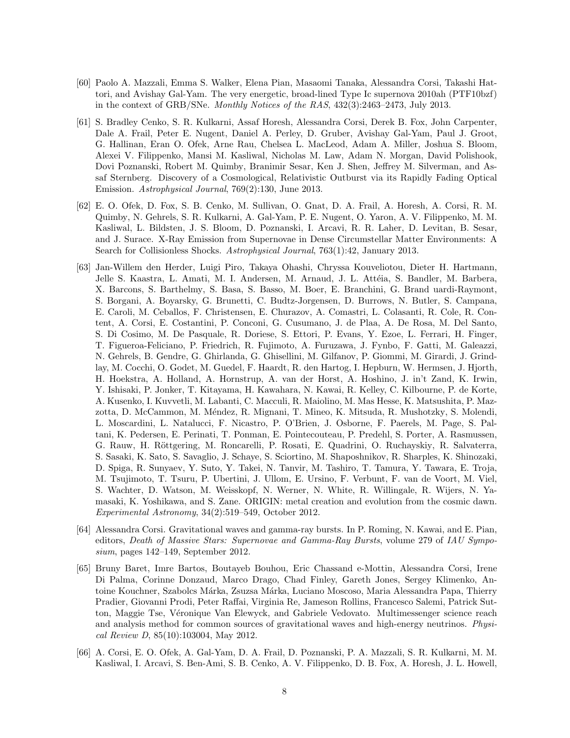[60] Paolo A. Mazzali, Emma S. Walker, Elena Pian, Masaomi Tanaka, Alessandra Corsi, Takashi Hattori, and Avishay Gal-Yam. The very energetic, broad-lined Type Ic supernova 2010ah (PTF10bzf) in the context of GRB/SNe. *Monthly Notices of the RAS*, 432(3):2463–2473, July 2013.

[61] S. Bradley Cenko, S. R. Kulkarni, Assaf Horesh, Alessandra Corsi, Derek B. Fox, John Carpenter, Dale A. Frail, Peter E. Nugent, Daniel A. Perley, D. Gruber, Avishay Gal-Yam, Paul J. Groot, G. Hallinan, Eran O. Ofek, Arne Rau, Chelsea L. MacLeod, Adam A. Miller, Joshua S. Bloom, Alexei V. Filippenko, Mansi M. Kasliwal, Nicholas M. Law, Adam N. Morgan, David Polishook, Dovi Poznanski, Robert M. Quimby, Branimir Sesar, Ken J. Shen, Jeffrey M. Silverman, and Assaf Sternberg. Discovery of a Cosmological, Relativistic Outburst via its Rapidly Fading Optical Emission. *Astrophysical Journal*, 769(2):130, June 2013.

[62] E. O. Ofek, D. Fox, S. B. Cenko, M. Sullivan, O. Gnat, D. A. Frail, A. Horesh, A. Corsi, R. M. Quimby, N. Gehrels, S. R. Kulkarni, A. Gal-Yam, P. E. Nugent, O. Yaron, A. V. Filippenko, M. M. Kasliwal, L. Bildsten, J. S. Bloom, D. Poznanski, I. Arcavi, R. R. Laher, D. Levitan, B. Sesar, and J. Surace. X-Ray Emission from Supernovae in Dense Circumstellar Matter Environments: A Search for Collisionless Shocks. *Astrophysical Journal*, 763(1):42, January 2013.

[63] Jan-Willem den Herder, Luigi Piro, Takaya Ohashi, Chryssa Kouveliotou, Dieter H. Hartmann, Jelle S. Kaastra, L. Amati, M. I. Andersen, M. Arnaud, J. L. Attéia, S. Bandler, M. Barbera, X. Barcons, S. Barthelmy, S. Basa, S. Basso, M. Boer, E. Branchini, G. Brand uardi-Raymont, S. Borgani, A. Boyarsky, G. Brunetti, C. Budtz-Jorgensen, D. Burrows, N. Butler, S. Campana, E. Caroli, M. Ceballos, F. Christensen, E. Churazov, A. Comastri, L. Colasanti, R. Cole, R. Content, A. Corsi, E. Costantini, P. Conconi, G. Cusumano, J. de Plaa, A. De Rosa, M. Del Santo, S. Di Cosimo, M. De Pasquale, R. Doriese, S. Ettori, P. Evans, Y. Ezoe, L. Ferrari, H. Finger, T. Figueroa-Feliciano, P. Friedrich, R. Fujimoto, A. Furuzawa, J. Fynbo, F. Gatti, M. Galeazzi, N. Gehrels, B. Gendre, G. Ghirlanda, G. Ghisellini, M. Gilfanov, P. Giommi, M. Girardi, J. Grindlay, M. Cocchi, O. Godet, M. Guedel, F. Haardt, R. den Hartog, I. Hepburn, W. Hermsen, J. Hjorth, H. Hoekstra, A. Holland, A. Hornstrup, A. van der Horst, A. Hoshino, J. in't Zand, K. Irwin, Y. Ishisaki, P. Jonker, T. Kitayama, H. Kawahara, N. Kawai, R. Kelley, C. Kilbourne, P. de Korte, A. Kusenko, I. Kuvvetli, M. Labanti, C. Macculi, R. Maiolino, M. Mas Hesse, K. Matsushita, P. Mazzotta, D. McCammon, M. Méndez, R. Mignani, T. Mineo, K. Mitsuda, R. Mushotzky, S. Molendi, L. Moscardini, L. Natalucci, F. Nicastro, P. O'Brien, J. Osborne, F. Paerels, M. Page, S. Paltani, K. Pedersen, E. Perinati, T. Ponman, E. Pointecouteau, P. Predehl, S. Porter, A. Rasmussen, G. Rauw, H. Röttgering, M. Roncarelli, P. Rosati, E. Quadrini, O. Ruchayskiy, R. Salvaterra, S. Sasaki, K. Sato, S. Savaglio, J. Schaye, S. Sciortino, M. Shaposhnikov, R. Sharples, K. Shinozaki, D. Spiga, R. Sunyaev, Y. Suto, Y. Takei, N. Tanvir, M. Tashiro, T. Tamura, Y. Tawara, E. Troja, M. Tsujimoto, T. Tsuru, P. Ubertini, J. Ullom, E. Ursino, F. Verbunt, F. van de Voort, M. Viel, S. Wachter, D. Watson, M. Weisskopf, N. Werner, N. White, R. Willingale, R. Wijers, N. Yamasaki, K. Yoshikawa, and S. Zane. ORIGIN: metal creation and evolution from the cosmic dawn. *Experimental Astronomy*, 34(2):519–549, October 2012.

[64] Alessandra Corsi. Gravitational waves and gamma-ray bursts. In P. Roming, N. Kawai, and E. Pian, editors, *Death of Massive Stars: Supernovae and Gamma-Ray Bursts*, volume 279 of *IAU Symposium*, pages 142–149, September 2012.

[65] Bruny Baret, Imre Bartos, Boutayeb Bouhou, Eric Chassand e-Mottin, Alessandra Corsi, Irene Di Palma, Corinne Donzaud, Marco Drago, Chad Finley, Gareth Jones, Sergey Klimenko, Antoine Kouchner, Szabolcs Márka, Zsuzsa Márka, Luciano Moscoso, Maria Alessandra Papa, Thierry Pradier, Giovanni Prodi, Peter Raffai, Virginia Re, Jameson Rollins, Francesco Salemi, Patrick Sutton, Maggie Tse, Véronique Van Elewyck, and Gabriele Vedovato. Multimessenger science reach and analysis method for common sources of gravitational waves and high-energy neutrinos. *Physical Review D*, 85(10):103004, May 2012.

[66] A. Corsi, E. O. Ofek, A. Gal-Yam, D. A. Frail, D. Poznanski, P. A. Mazzali, S. R. Kulkarni, M. M. Kasliwal, I. Arcavi, S. Ben-Ami, S. B. Cenko, A. V. Filippenko, D. B. Fox, A. Horesh, J. L. Howell,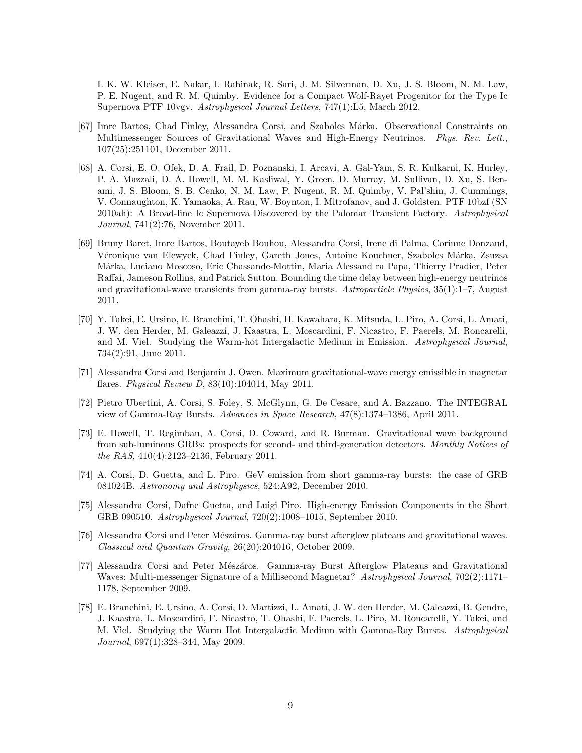I. K. W. Kleiser, E. Nakar, I. Rabinak, R. Sari, J. M. Silverman, D. Xu, J. S. Bloom, N. M. Law, P. E. Nugent, and R. M. Quimby. Evidence for a Compact Wolf-Rayet Progenitor for the Type Ic Supernova PTF 10vgv. *Astrophysical Journal Letters*, 747(1):L5, March 2012.

[67] Imre Bartos, Chad Finley, Alessandra Corsi, and Szabolcs Márka. Observational Constraints on Multimessenger Sources of Gravitational Waves and High-Energy Neutrinos. *Phys. Rev. Lett.*, 107(25):251101, December 2011.

[68] A. Corsi, E. O. Ofek, D. A. Frail, D. Poznanski, I. Arcavi, A. Gal-Yam, S. R. Kulkarni, K. Hurley, P. A. Mazzali, D. A. Howell, M. M. Kasliwal, Y. Green, D. Murray, M. Sullivan, D. Xu, S. Ben-ami, J. S. Bloom, S. B. Cenko, N. M. Law, P. Nugent, R. M. Quimby, V. Pal'shin, J. Cummings, V. Connaughton, K. Yamaoka, A. Rau, W. Boynton, I. Mitrofanov, and J. Goldsten. PTF 10bzf (SN 2010ah): A Broad-line Ic Supernova Discovered by the Palomar Transient Factory. *Astrophysical Journal*, 741(2):76, November 2011.

[69] Bruny Baret, Imre Bartos, Boutayeb Bouhou, Alessandra Corsi, Irene di Palma, Corinne Donzaud, Véronique van Elewyck, Chad Finley, Gareth Jones, Antoine Kouchner, Szabolcs Márka, Zsuzsa Márka, Luciano Moscoso, Eric Chassande-Mottin, Maria Alessand ra Papa, Thierry Pradier, Peter Raffai, Jameson Rollins, and Patrick Sutton. Bounding the time delay between high-energy neutrinos and gravitational-wave transients from gamma-ray bursts. *Astroparticle Physics*, 35(1):1–7, August 2011.

[70] Y. Takei, E. Ursino, E. Branchini, T. Ohashi, H. Kawahara, K. Mitsuda, L. Piro, A. Corsi, L. Amati, J. W. den Herder, M. Galeazzi, J. Kaastra, L. Moscardini, F. Nicastro, F. Paerels, M. Roncarelli, and M. Viel. Studying the Warm-hot Intergalactic Medium in Emission. *Astrophysical Journal*, 734(2):91, June 2011.

[71] Alessandra Corsi and Benjamin J. Owen. Maximum gravitational-wave energy emissible in magnetar flares. *Physical Review D*, 83(10):104014, May 2011.

[72] Pietro Ubertini, A. Corsi, S. Foley, S. McGlynn, G. De Cesare, and A. Bazzano. The INTEGRAL view of Gamma-Ray Bursts. *Advances in Space Research*, 47(8):1374–1386, April 2011.

[73] E. Howell, T. Regimbau, A. Corsi, D. Coward, and R. Burman. Gravitational wave background from sub-luminous GRBs: prospects for second- and third-generation detectors. *Monthly Notices of the RAS*, 410(4):2123–2136, February 2011.

[74] A. Corsi, D. Guetta, and L. Piro. GeV emission from short gamma-ray bursts: the case of GRB 081024B. *Astronomy and Astrophysics*, 524:A92, December 2010.

[75] Alessandra Corsi, Dafne Guetta, and Luigi Piro. High-energy Emission Components in the Short GRB 090510. *Astrophysical Journal*, 720(2):1008–1015, September 2010.

[76] Alessandra Corsi and Peter Mészáros. Gamma-ray burst afterglow plateaus and gravitational waves. *Classical and Quantum Gravity*, 26(20):204016, October 2009.

[77] Alessandra Corsi and Peter Mészáros. Gamma-ray Burst Afterglow Plateaus and Gravitational Waves: Multi-messenger Signature of a Millisecond Magnetar? *Astrophysical Journal*, 702(2):1171–1178, September 2009.

[78] E. Branchini, E. Ursino, A. Corsi, D. Martizzi, L. Amati, J. W. den Herder, M. Galeazzi, B. Gendre, J. Kaastra, L. Moscardini, F. Nicastro, T. Ohashi, F. Paerels, L. Piro, M. Roncarelli, Y. Takei, and M. Viel. Studying the Warm Hot Intergalactic Medium with Gamma-Ray Bursts. *Astrophysical Journal*, 697(1):328–344, May 2009.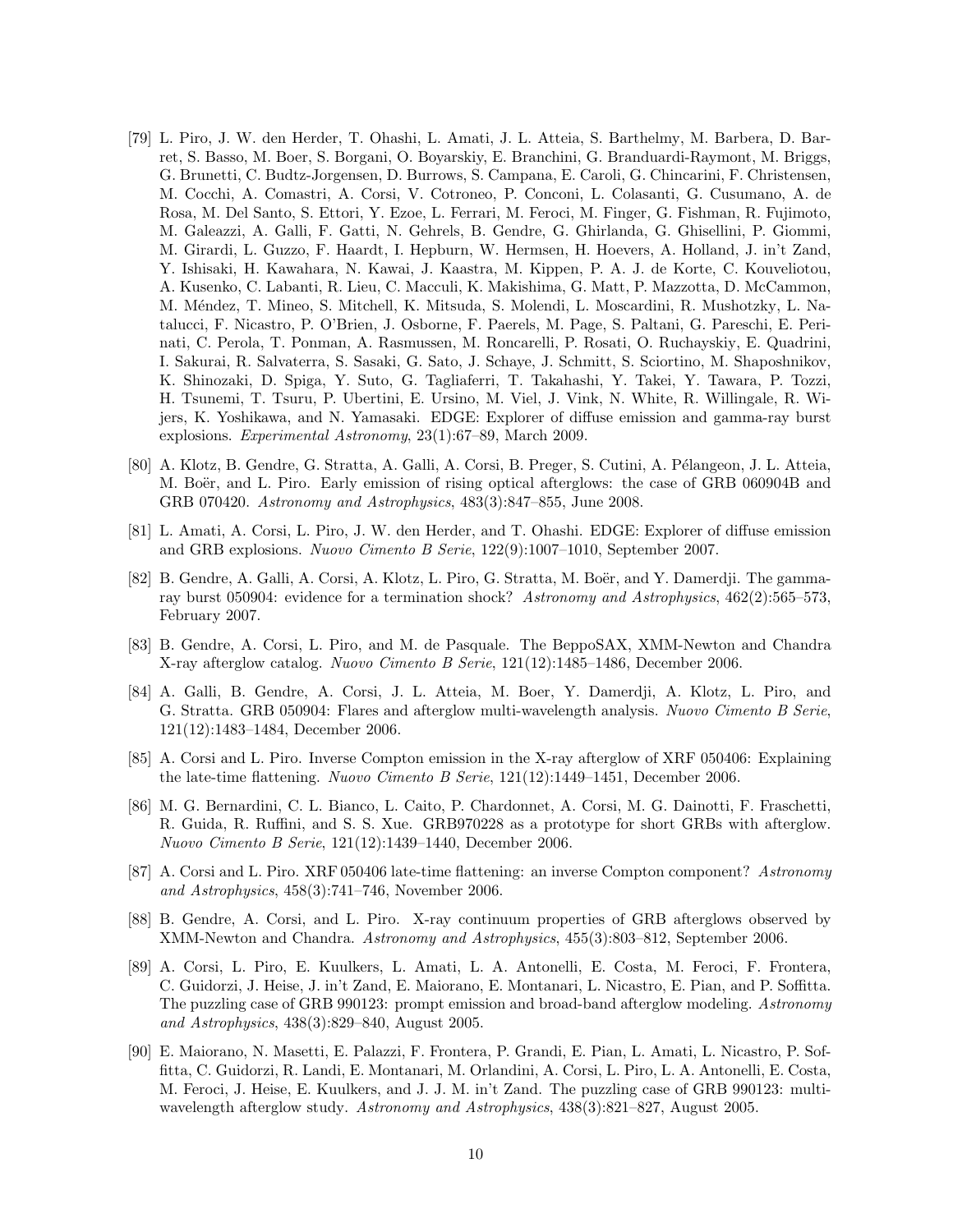[79] L. Piro, J. W. den Herder, T. Ohashi, L. Amati, J. L. Atteia, S. Barthelmy, M. Barbera, D. Barret, S. Basso, M. Boer, S. Borgani, O. Boyarskiy, E. Branchini, G. Branduardi-Raymont, M. Briggs, G. Brunetti, C. Budtz-Jorgensen, D. Burrows, S. Campana, E. Caroli, G. Chincarini, F. Christensen, M. Cocchi, A. Comastri, A. Corsi, V. Cotroneo, P. Conconi, L. Colasanti, G. Cusumano, A. de Rosa, M. Del Santo, S. Ettori, Y. Ezoe, L. Ferrari, M. Feroci, M. Finger, G. Fishman, R. Fujimoto, M. Galeazzi, A. Galli, F. Gatti, N. Gehrels, B. Gendre, G. Ghirlanda, G. Ghisellini, P. Giommi, M. Girardi, L. Guzzo, F. Haardt, I. Hepburn, W. Hermsen, H. Hoevers, A. Holland, J. in't Zand, Y. Ishisaki, H. Kawahara, N. Kawai, J. Kaastra, M. Kippen, P. A. J. de Korte, C. Kouveliotou, A. Kusenko, C. Labanti, R. Lieu, C. Macculi, K. Makishima, G. Matt, P. Mazzotta, D. McCammon, M. Méndez, T. Mineo, S. Mitchell, K. Mitsuda, S. Molendi, L. Moscardini, R. Mushotzky, L. Natalucci, F. Nicastro, P. O'Brien, J. Osborne, F. Paerels, M. Page, S. Paltani, G. Pareschi, E. Perinati, C. Perola, T. Ponman, A. Rasmussen, M. Roncarelli, P. Rosati, O. Ruchayskiy, E. Quadrini, I. Sakurai, R. Salvaterra, S. Sasaki, G. Sato, J. Schaye, J. Schmitt, S. Sciortino, M. Shaposhnikov, K. Shinozaki, D. Spiga, Y. Suto, G. Tagliaferri, T. Takahashi, Y. Takei, Y. Tawara, P. Tozzi, H. Tsunemi, T. Tsuru, P. Ubertini, E. Ursino, M. Viel, J. Vink, N. White, R. Willingale, R. Wijers, K. Yoshikawa, and N. Yamasaki. EDGE: Explorer of diffuse emission and gamma-ray burst explosions. *Experimental Astronomy*, 23(1):67–89, March 2009.

[80] A. Klotz, B. Gendre, G. Stratta, A. Galli, A. Corsi, B. Preger, S. Cutini, A. Pélangeon, J. L. Atteia, M. Boër, and L. Piro. Early emission of rising optical afterglows: the case of GRB 060904B and GRB 070420. *Astronomy and Astrophysics*, 483(3):847–855, June 2008.

[81] L. Amati, A. Corsi, L. Piro, J. W. den Herder, and T. Ohashi. EDGE: Explorer of diffuse emission and GRB explosions. *Nuovo Cimento B Serie*, 122(9):1007–1010, September 2007.

[82] B. Gendre, A. Galli, A. Corsi, A. Klotz, L. Piro, G. Stratta, M. Boër, and Y. Damerdji. The gamma-ray burst 050904: evidence for a termination shock? *Astronomy and Astrophysics*, 462(2):565–573, February 2007.

[83] B. Gendre, A. Corsi, L. Piro, and M. de Pasquale. The BeppoSAX, XMM-Newton and Chandra X-ray afterglow catalog. *Nuovo Cimento B Serie*, 121(12):1485–1486, December 2006.

[84] A. Galli, B. Gendre, A. Corsi, J. L. Atteia, M. Boer, Y. Damerdji, A. Klotz, L. Piro, and G. Stratta. GRB 050904: Flares and afterglow multi-wavelength analysis. *Nuovo Cimento B Serie*, 121(12):1483–1484, December 2006.

[85] A. Corsi and L. Piro. Inverse Compton emission in the X-ray afterglow of XRF 050406: Explaining the late-time flattening. *Nuovo Cimento B Serie*, 121(12):1449–1451, December 2006.

[86] M. G. Bernardini, C. L. Bianco, L. Caito, P. Chardonnet, A. Corsi, M. G. Dainotti, F. Fraschetti, R. Guida, R. Ruffini, and S. S. Xue. GRB970228 as a prototype for short GRBs with afterglow. *Nuovo Cimento B Serie*, 121(12):1439–1440, December 2006.

[87] A. Corsi and L. Piro. XRF 050406 late-time flattening: an inverse Compton component? *Astronomy and Astrophysics*, 458(3):741–746, November 2006.

[88] B. Gendre, A. Corsi, and L. Piro. X-ray continuum properties of GRB afterglows observed by XMM-Newton and Chandra. *Astronomy and Astrophysics*, 455(3):803–812, September 2006.

[89] A. Corsi, L. Piro, E. Kuulkers, L. Amati, L. A. Antonelli, E. Costa, M. Feroci, F. Frontera, C. Guidorzi, J. Heise, J. in't Zand, E. Maiorano, E. Montanari, L. Nicastro, E. Pian, and P. Soffitta. The puzzling case of GRB 990123: prompt emission and broad-band afterglow modeling. *Astronomy and Astrophysics*, 438(3):829–840, August 2005.

[90] E. Maiorano, N. Masetti, E. Palazzi, F. Frontera, P. Grandi, E. Pian, L. Amati, L. Nicastro, P. Soffitta, C. Guidorzi, R. Landi, E. Montanari, M. Orlandini, A. Corsi, L. Piro, L. A. Antonelli, E. Costa, M. Feroci, J. Heise, E. Kuulkers, and J. J. M. in't Zand. The puzzling case of GRB 990123: multi-wavelength afterglow study. *Astronomy and Astrophysics*, 438(3):821–827, August 2005.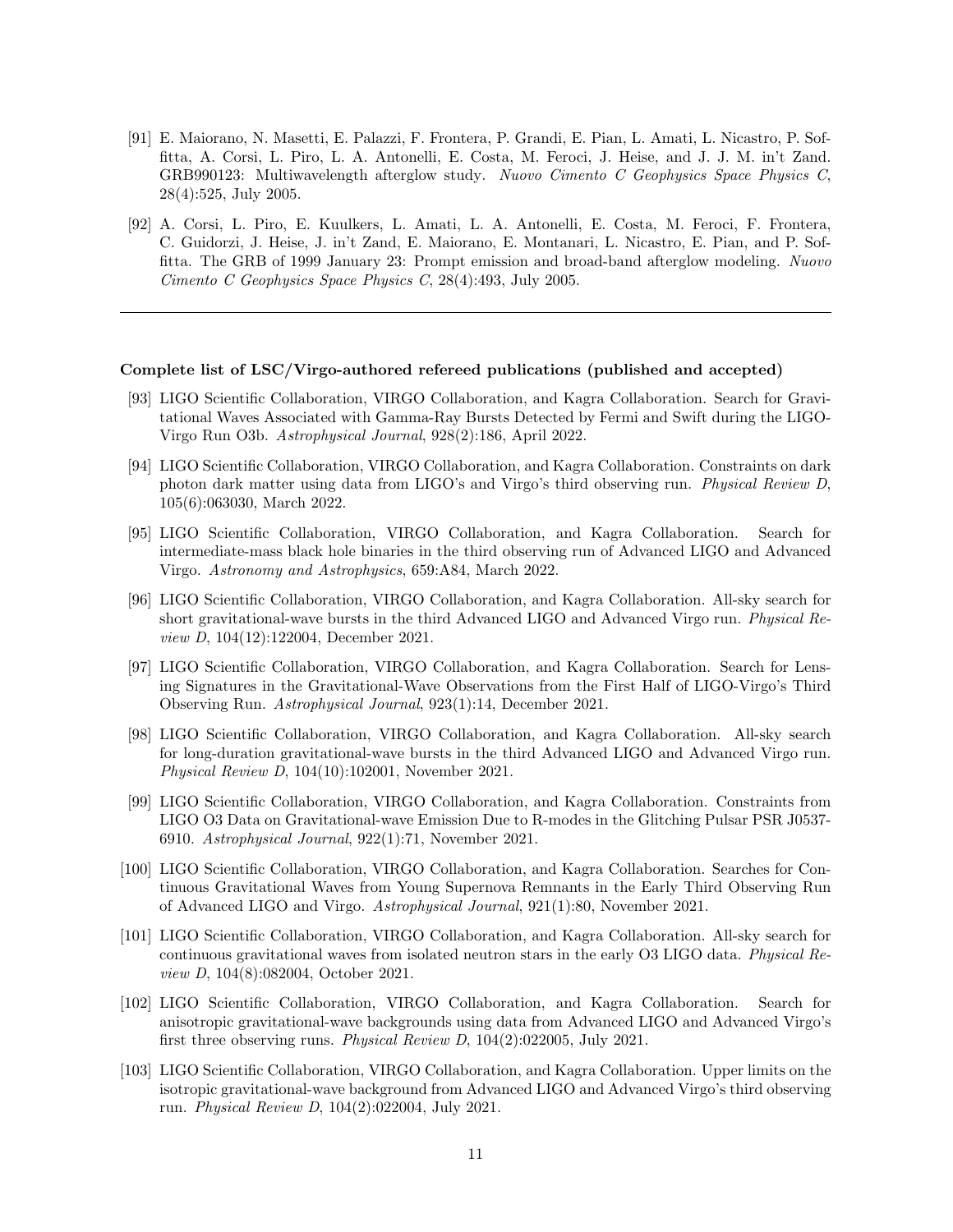[91] E. Maiorano, N. Masetti, E. Palazzi, F. Frontera, P. Grandi, E. Pian, L. Amati, L. Nicastro, P. Soffitta, A. Corsi, L. Piro, L. A. Antonelli, E. Costa, M. Feroci, J. Heise, and J. J. M. in't Zand. GRB990123: Multiwavelength afterglow study. *Nuovo Cimento C Geophysics Space Physics C*, 28(4):525, July 2005.

[92] A. Corsi, L. Piro, E. Kuulkers, L. Amati, L. A. Antonelli, E. Costa, M. Feroci, F. Frontera, C. Guidorzi, J. Heise, J. in't Zand, E. Maiorano, E. Montanari, L. Nicastro, E. Pian, and P. Soffitta. The GRB of 1999 January 23: Prompt emission and broad-band afterglow modeling. *Nuovo Cimento C Geophysics Space Physics C*, 28(4):493, July 2005.

---

**Complete list of LSC/Virgo-authored refereed publications (published and accepted)**

[93] LIGO Scientific Collaboration, VIRGO Collaboration, and Kagra Collaboration. Search for Gravitational Waves Associated with Gamma-Ray Bursts Detected by Fermi and Swift during the LIGO-Virgo Run O3b. *Astrophysical Journal*, 928(2):186, April 2022.

[94] LIGO Scientific Collaboration, VIRGO Collaboration, and Kagra Collaboration. Constraints on dark photon dark matter using data from LIGO's and Virgo's third observing run. *Physical Review D*, 105(6):063030, March 2022.

[95] LIGO Scientific Collaboration, VIRGO Collaboration, and Kagra Collaboration. Search for intermediate-mass black hole binaries in the third observing run of Advanced LIGO and Advanced Virgo. *Astronomy and Astrophysics*, 659:A84, March 2022.

[96] LIGO Scientific Collaboration, VIRGO Collaboration, and Kagra Collaboration. All-sky search for short gravitational-wave bursts in the third Advanced LIGO and Advanced Virgo run. *Physical Review D*, 104(12):122004, December 2021.

[97] LIGO Scientific Collaboration, VIRGO Collaboration, and Kagra Collaboration. Search for Lensing Signatures in the Gravitational-Wave Observations from the First Half of LIGO-Virgo's Third Observing Run. *Astrophysical Journal*, 923(1):14, December 2021.

[98] LIGO Scientific Collaboration, VIRGO Collaboration, and Kagra Collaboration. All-sky search for long-duration gravitational-wave bursts in the third Advanced LIGO and Advanced Virgo run. *Physical Review D*, 104(10):102001, November 2021.

[99] LIGO Scientific Collaboration, VIRGO Collaboration, and Kagra Collaboration. Constraints from LIGO O3 Data on Gravitational-wave Emission Due to R-modes in the Glitching Pulsar PSR J0537-6910. *Astrophysical Journal*, 922(1):71, November 2021.

[100] LIGO Scientific Collaboration, VIRGO Collaboration, and Kagra Collaboration. Searches for Continuous Gravitational Waves from Young Supernova Remnants in the Early Third Observing Run of Advanced LIGO and Virgo. *Astrophysical Journal*, 921(1):80, November 2021.

[101] LIGO Scientific Collaboration, VIRGO Collaboration, and Kagra Collaboration. All-sky search for continuous gravitational waves from isolated neutron stars in the early O3 LIGO data. *Physical Review D*, 104(8):082004, October 2021.

[102] LIGO Scientific Collaboration, VIRGO Collaboration, and Kagra Collaboration. Search for anisotropic gravitational-wave backgrounds using data from Advanced LIGO and Advanced Virgo's first three observing runs. *Physical Review D*, 104(2):022005, July 2021.

[103] LIGO Scientific Collaboration, VIRGO Collaboration, and Kagra Collaboration. Upper limits on the isotropic gravitational-wave background from Advanced LIGO and Advanced Virgo's third observing run. *Physical Review D*, 104(2):022004, July 2021.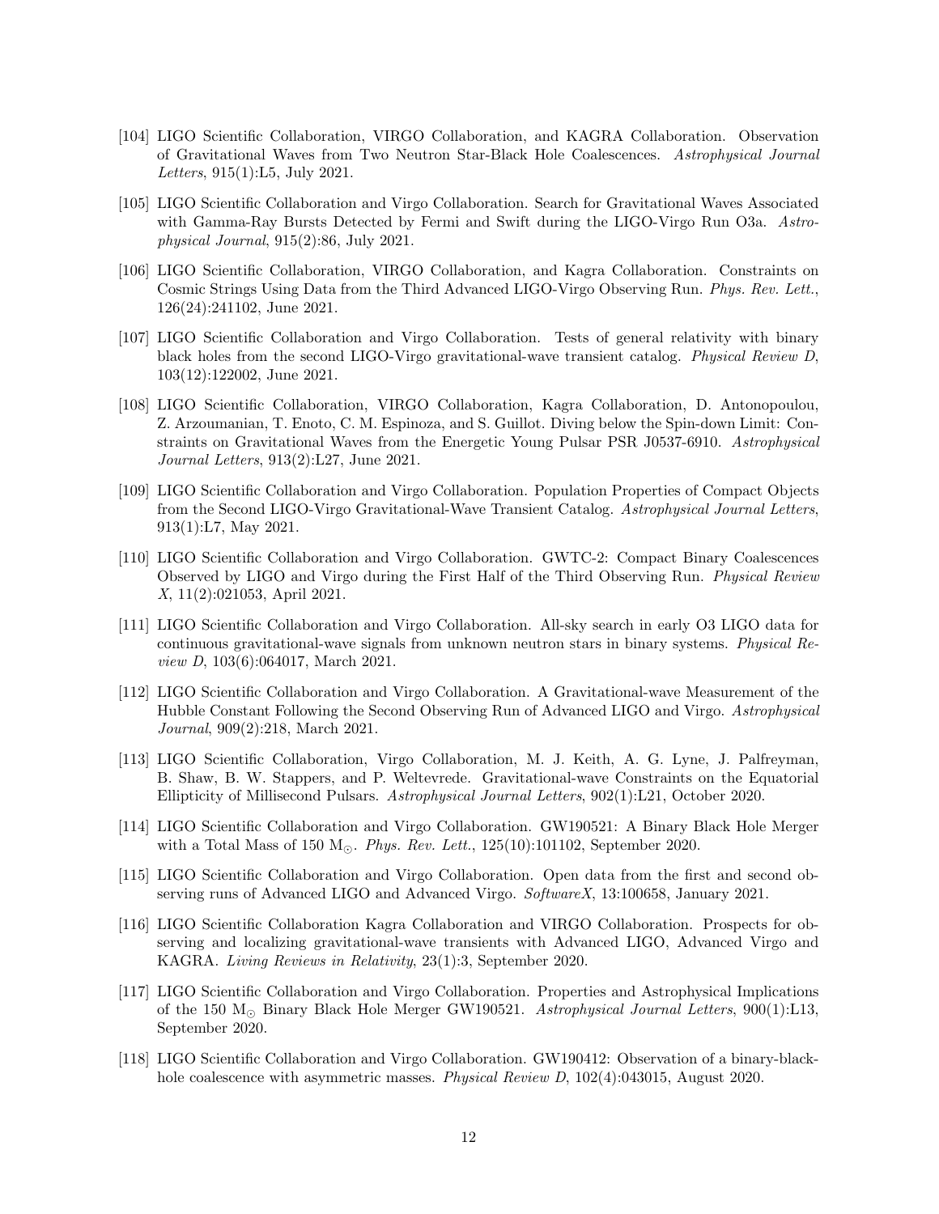[104] LIGO Scientific Collaboration, VIRGO Collaboration, and KAGRA Collaboration. Observation of Gravitational Waves from Two Neutron Star-Black Hole Coalescences. *Astrophysical Journal Letters*, 915(1):L5, July 2021.

[105] LIGO Scientific Collaboration and Virgo Collaboration. Search for Gravitational Waves Associated with Gamma-Ray Bursts Detected by Fermi and Swift during the LIGO-Virgo Run O3a. *Astrophysical Journal*, 915(2):86, July 2021.

[106] LIGO Scientific Collaboration, VIRGO Collaboration, and Kagra Collaboration. Constraints on Cosmic Strings Using Data from the Third Advanced LIGO-Virgo Observing Run. *Phys. Rev. Lett.*, 126(24):241102, June 2021.

[107] LIGO Scientific Collaboration and Virgo Collaboration. Tests of general relativity with binary black holes from the second LIGO-Virgo gravitational-wave transient catalog. *Physical Review D*, 103(12):122002, June 2021.

[108] LIGO Scientific Collaboration, VIRGO Collaboration, Kagra Collaboration, D. Antonopoulou, Z. Arzoumanian, T. Enoto, C. M. Espinoza, and S. Guillot. Diving below the Spin-down Limit: Constraints on Gravitational Waves from the Energetic Young Pulsar PSR J0537-6910. *Astrophysical Journal Letters*, 913(2):L27, June 2021.

[109] LIGO Scientific Collaboration and Virgo Collaboration. Population Properties of Compact Objects from the Second LIGO-Virgo Gravitational-Wave Transient Catalog. *Astrophysical Journal Letters*, 913(1):L7, May 2021.

[110] LIGO Scientific Collaboration and Virgo Collaboration. GWTC-2: Compact Binary Coalescences Observed by LIGO and Virgo during the First Half of the Third Observing Run. *Physical Review X*, 11(2):021053, April 2021.

[111] LIGO Scientific Collaboration and Virgo Collaboration. All-sky search in early O3 LIGO data for continuous gravitational-wave signals from unknown neutron stars in binary systems. *Physical Review D*, 103(6):064017, March 2021.

[112] LIGO Scientific Collaboration and Virgo Collaboration. A Gravitational-wave Measurement of the Hubble Constant Following the Second Observing Run of Advanced LIGO and Virgo. *Astrophysical Journal*, 909(2):218, March 2021.

[113] LIGO Scientific Collaboration, Virgo Collaboration, M. J. Keith, A. G. Lyne, J. Palfreyman, B. Shaw, B. W. Stappers, and P. Weltevrede. Gravitational-wave Constraints on the Equatorial Ellipticity of Millisecond Pulsars. *Astrophysical Journal Letters*, 902(1):L21, October 2020.

[114] LIGO Scientific Collaboration and Virgo Collaboration. GW190521: A Binary Black Hole Merger with a Total Mass of 150 $M_{\odot}$. *Phys. Rev. Lett.*, 125(10):101102, September 2020.

[115] LIGO Scientific Collaboration and Virgo Collaboration. Open data from the first and second observing runs of Advanced LIGO and Advanced Virgo. *SoftwareX*, 13:100658, January 2021.

[116] LIGO Scientific Collaboration Kagra Collaboration and VIRGO Collaboration. Prospects for observing and localizing gravitational-wave transients with Advanced LIGO, Advanced Virgo and KAGRA. *Living Reviews in Relativity*, 23(1):3, September 2020.

[117] LIGO Scientific Collaboration and Virgo Collaboration. Properties and Astrophysical Implications of the 150 $M_{\odot}$ Binary Black Hole Merger GW190521. *Astrophysical Journal Letters*, 900(1):L13, September 2020.

[118] LIGO Scientific Collaboration and Virgo Collaboration. GW190412: Observation of a binary-black-hole coalescence with asymmetric masses. *Physical Review D*, 102(4):043015, August 2020.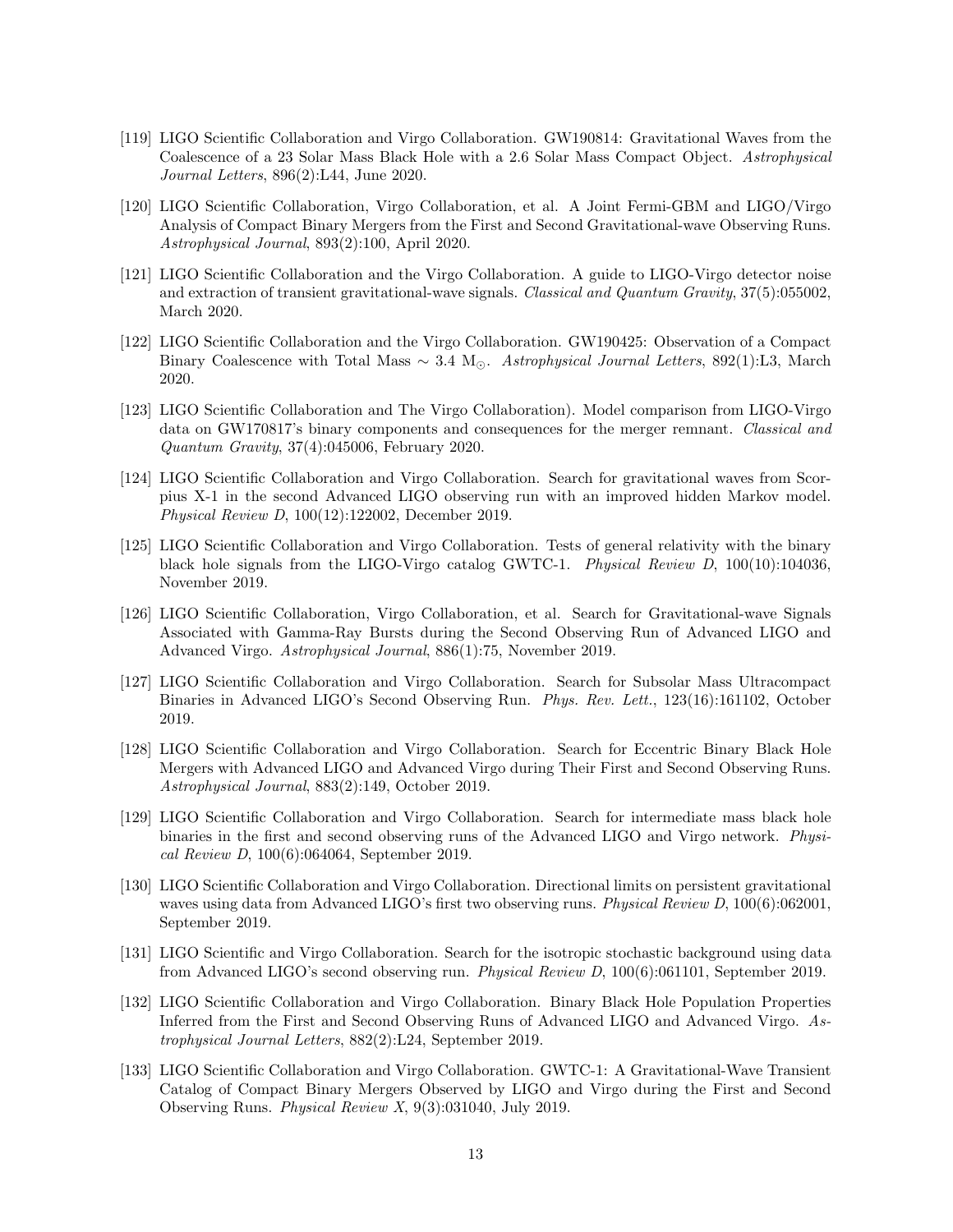[119] LIGO Scientific Collaboration and Virgo Collaboration. GW190814: Gravitational Waves from the Coalescence of a 23 Solar Mass Black Hole with a 2.6 Solar Mass Compact Object. *Astrophysical Journal Letters*, 896(2):L44, June 2020.

[120] LIGO Scientific Collaboration, Virgo Collaboration, et al. A Joint Fermi-GBM and LIGO/Virgo Analysis of Compact Binary Mergers from the First and Second Gravitational-wave Observing Runs. *Astrophysical Journal*, 893(2):100, April 2020.

[121] LIGO Scientific Collaboration and the Virgo Collaboration. A guide to LIGO-Virgo detector noise and extraction of transient gravitational-wave signals. *Classical and Quantum Gravity*, 37(5):055002, March 2020.

[122] LIGO Scientific Collaboration and the Virgo Collaboration. GW190425: Observation of a Compact Binary Coalescence with Total Mass $\sim 3.4$ $M_{\odot}$. *Astrophysical Journal Letters*, 892(1):L3, March 2020.

[123] LIGO Scientific Collaboration and The Virgo Collaboration). Model comparison from LIGO-Virgo data on GW170817's binary components and consequences for the merger remnant. *Classical and Quantum Gravity*, 37(4):045006, February 2020.

[124] LIGO Scientific Collaboration and Virgo Collaboration. Search for gravitational waves from Scorpius X-1 in the second Advanced LIGO observing run with an improved hidden Markov model. *Physical Review D*, 100(12):122002, December 2019.

[125] LIGO Scientific Collaboration and Virgo Collaboration. Tests of general relativity with the binary black hole signals from the LIGO-Virgo catalog GWTC-1. *Physical Review D*, 100(10):104036, November 2019.

[126] LIGO Scientific Collaboration, Virgo Collaboration, et al. Search for Gravitational-wave Signals Associated with Gamma-Ray Bursts during the Second Observing Run of Advanced LIGO and Advanced Virgo. *Astrophysical Journal*, 886(1):75, November 2019.

[127] LIGO Scientific Collaboration and Virgo Collaboration. Search for Subsolar Mass Ultracompact Binaries in Advanced LIGO's Second Observing Run. *Phys. Rev. Lett.*, 123(16):161102, October 2019.

[128] LIGO Scientific Collaboration and Virgo Collaboration. Search for Eccentric Binary Black Hole Mergers with Advanced LIGO and Advanced Virgo during Their First and Second Observing Runs. *Astrophysical Journal*, 883(2):149, October 2019.

[129] LIGO Scientific Collaboration and Virgo Collaboration. Search for intermediate mass black hole binaries in the first and second observing runs of the Advanced LIGO and Virgo network. *Physical Review D*, 100(6):064064, September 2019.

[130] LIGO Scientific Collaboration and Virgo Collaboration. Directional limits on persistent gravitational waves using data from Advanced LIGO's first two observing runs. *Physical Review D*, 100(6):062001, September 2019.

[131] LIGO Scientific and Virgo Collaboration. Search for the isotropic stochastic background using data from Advanced LIGO's second observing run. *Physical Review D*, 100(6):061101, September 2019.

[132] LIGO Scientific Collaboration and Virgo Collaboration. Binary Black Hole Population Properties Inferred from the First and Second Observing Runs of Advanced LIGO and Advanced Virgo. *Astrophysical Journal Letters*, 882(2):L24, September 2019.

[133] LIGO Scientific Collaboration and Virgo Collaboration. GWTC-1: A Gravitational-Wave Transient Catalog of Compact Binary Mergers Observed by LIGO and Virgo during the First and Second Observing Runs. *Physical Review X*, 9(3):031040, July 2019.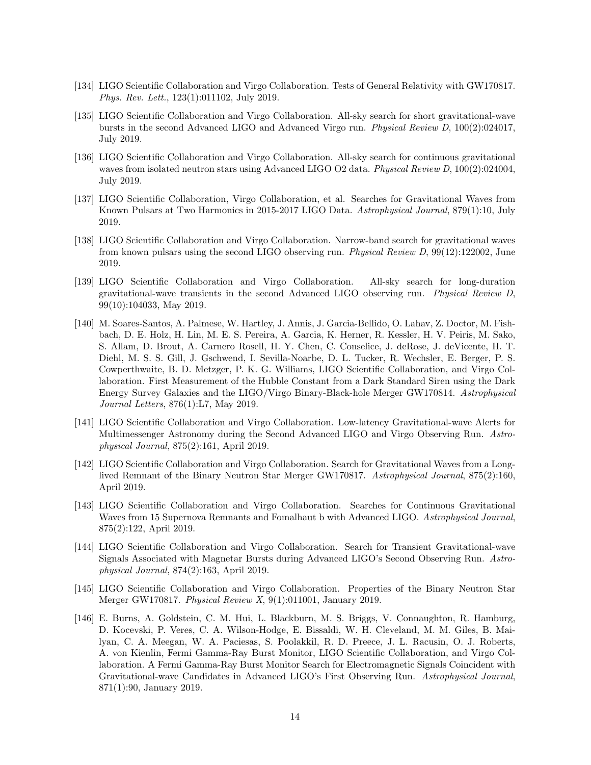[134] LIGO Scientific Collaboration and Virgo Collaboration. Tests of General Relativity with GW170817. *Phys. Rev. Lett.*, 123(1):011102, July 2019.

[135] LIGO Scientific Collaboration and Virgo Collaboration. All-sky search for short gravitational-wave bursts in the second Advanced LIGO and Advanced Virgo run. *Physical Review D*, 100(2):024017, July 2019.

[136] LIGO Scientific Collaboration and Virgo Collaboration. All-sky search for continuous gravitational waves from isolated neutron stars using Advanced LIGO O2 data. *Physical Review D*, 100(2):024004, July 2019.

[137] LIGO Scientific Collaboration, Virgo Collaboration, et al. Searches for Gravitational Waves from Known Pulsars at Two Harmonics in 2015-2017 LIGO Data. *Astrophysical Journal*, 879(1):10, July 2019.

[138] LIGO Scientific Collaboration and Virgo Collaboration. Narrow-band search for gravitational waves from known pulsars using the second LIGO observing run. *Physical Review D*, 99(12):122002, June 2019.

[139] LIGO Scientific Collaboration and Virgo Collaboration. All-sky search for long-duration gravitational-wave transients in the second Advanced LIGO observing run. *Physical Review D*, 99(10):104033, May 2019.

[140] M. Soares-Santos, A. Palmese, W. Hartley, J. Annis, J. Garcia-Bellido, O. Lahav, Z. Doctor, M. Fishbach, D. E. Holz, H. Lin, M. E. S. Pereira, A. Garcia, K. Herner, R. Kessler, H. V. Peiris, M. Sako, S. Allam, D. Brout, A. Carnero Rosell, H. Y. Chen, C. Conselice, J. deRose, J. deVicente, H. T. Diehl, M. S. S. Gill, J. Gschwend, I. Sevilla-Noarbe, D. L. Tucker, R. Wechsler, E. Berger, P. S. Cowperthwaite, B. D. Metzger, P. K. G. Williams, LIGO Scientific Collaboration, and Virgo Collaboration. First Measurement of the Hubble Constant from a Dark Standard Siren using the Dark Energy Survey Galaxies and the LIGO/Virgo Binary-Black-hole Merger GW170814. *Astrophysical Journal Letters*, 876(1):L7, May 2019.

[141] LIGO Scientific Collaboration and Virgo Collaboration. Low-latency Gravitational-wave Alerts for Multimessenger Astronomy during the Second Advanced LIGO and Virgo Observing Run. *Astrophysical Journal*, 875(2):161, April 2019.

[142] LIGO Scientific Collaboration and Virgo Collaboration. Search for Gravitational Waves from a Long-lived Remnant of the Binary Neutron Star Merger GW170817. *Astrophysical Journal*, 875(2):160, April 2019.

[143] LIGO Scientific Collaboration and Virgo Collaboration. Searches for Continuous Gravitational Waves from 15 Supernova Remnants and Fomalhaut b with Advanced LIGO. *Astrophysical Journal*, 875(2):122, April 2019.

[144] LIGO Scientific Collaboration and Virgo Collaboration. Search for Transient Gravitational-wave Signals Associated with Magnetar Bursts during Advanced LIGO's Second Observing Run. *Astrophysical Journal*, 874(2):163, April 2019.

[145] LIGO Scientific Collaboration and Virgo Collaboration. Properties of the Binary Neutron Star Merger GW170817. *Physical Review X*, 9(1):011001, January 2019.

[146] E. Burns, A. Goldstein, C. M. Hui, L. Blackburn, M. S. Briggs, V. Connaughton, R. Hamburg, D. Kocevski, P. Veres, C. A. Wilson-Hodge, E. Bissaldi, W. H. Cleveland, M. M. Giles, B. Mailyan, C. A. Meegan, W. A. Paciesas, S. Poolakkil, R. D. Preece, J. L. Racusin, O. J. Roberts, A. von Kienlin, Fermi Gamma-Ray Burst Monitor, LIGO Scientific Collaboration, and Virgo Collaboration. A Fermi Gamma-Ray Burst Monitor Search for Electromagnetic Signals Coincident with Gravitational-wave Candidates in Advanced LIGO's First Observing Run. *Astrophysical Journal*, 871(1):90, January 2019.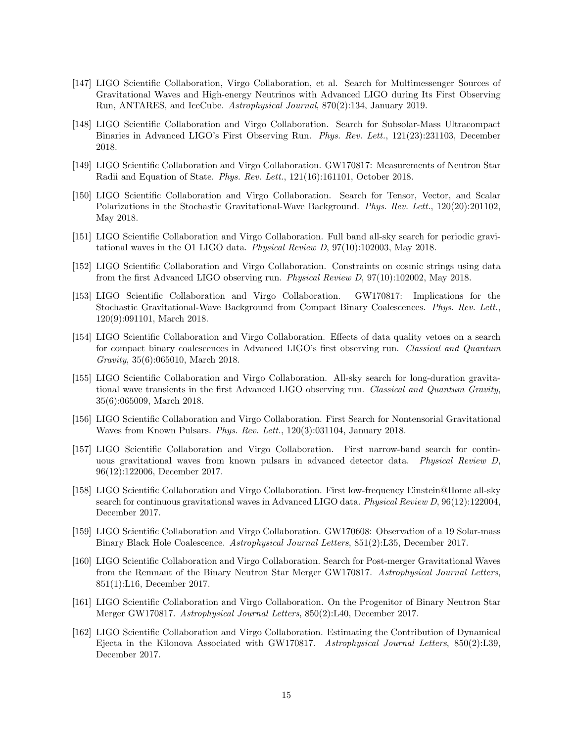[147] LIGO Scientific Collaboration, Virgo Collaboration, et al. Search for Multimessenger Sources of Gravitational Waves and High-energy Neutrinos with Advanced LIGO during Its First Observing Run, ANTARES, and IceCube. *Astrophysical Journal*, 870(2):134, January 2019.

[148] LIGO Scientific Collaboration and Virgo Collaboration. Search for Subsolar-Mass Ultracompact Binaries in Advanced LIGO's First Observing Run. *Phys. Rev. Lett.*, 121(23):231103, December 2018.

[149] LIGO Scientific Collaboration and Virgo Collaboration. GW170817: Measurements of Neutron Star Radii and Equation of State. *Phys. Rev. Lett.*, 121(16):161101, October 2018.

[150] LIGO Scientific Collaboration and Virgo Collaboration. Search for Tensor, Vector, and Scalar Polarizations in the Stochastic Gravitational-Wave Background. *Phys. Rev. Lett.*, 120(20):201102, May 2018.

[151] LIGO Scientific Collaboration and Virgo Collaboration. Full band all-sky search for periodic gravitational waves in the O1 LIGO data. *Physical Review D*, 97(10):102003, May 2018.

[152] LIGO Scientific Collaboration and Virgo Collaboration. Constraints on cosmic strings using data from the first Advanced LIGO observing run. *Physical Review D*, 97(10):102002, May 2018.

[153] LIGO Scientific Collaboration and Virgo Collaboration. GW170817: Implications for the Stochastic Gravitational-Wave Background from Compact Binary Coalescences. *Phys. Rev. Lett.*, 120(9):091101, March 2018.

[154] LIGO Scientific Collaboration and Virgo Collaboration. Effects of data quality vetoes on a search for compact binary coalescences in Advanced LIGO's first observing run. *Classical and Quantum Gravity*, 35(6):065010, March 2018.

[155] LIGO Scientific Collaboration and Virgo Collaboration. All-sky search for long-duration gravitational wave transients in the first Advanced LIGO observing run. *Classical and Quantum Gravity*, 35(6):065009, March 2018.

[156] LIGO Scientific Collaboration and Virgo Collaboration. First Search for Nontensorial Gravitational Waves from Known Pulsars. *Phys. Rev. Lett.*, 120(3):031104, January 2018.

[157] LIGO Scientific Collaboration and Virgo Collaboration. First narrow-band search for continuous gravitational waves from known pulsars in advanced detector data. *Physical Review D*, 96(12):122006, December 2017.

[158] LIGO Scientific Collaboration and Virgo Collaboration. First low-frequency Einstein@Home all-sky search for continuous gravitational waves in Advanced LIGO data. *Physical Review D*, 96(12):122004, December 2017.

[159] LIGO Scientific Collaboration and Virgo Collaboration. GW170608: Observation of a 19 Solar-mass Binary Black Hole Coalescence. *Astrophysical Journal Letters*, 851(2):L35, December 2017.

[160] LIGO Scientific Collaboration and Virgo Collaboration. Search for Post-merger Gravitational Waves from the Remnant of the Binary Neutron Star Merger GW170817. *Astrophysical Journal Letters*, 851(1):L16, December 2017.

[161] LIGO Scientific Collaboration and Virgo Collaboration. On the Progenitor of Binary Neutron Star Merger GW170817. *Astrophysical Journal Letters*, 850(2):L40, December 2017.

[162] LIGO Scientific Collaboration and Virgo Collaboration. Estimating the Contribution of Dynamical Ejecta in the Kilonova Associated with GW170817. *Astrophysical Journal Letters*, 850(2):L39, December 2017.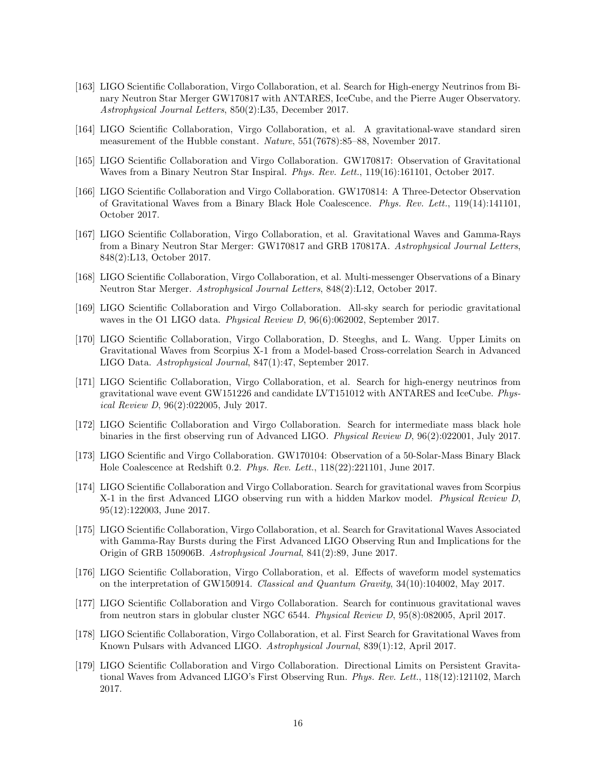[163] LIGO Scientific Collaboration, Virgo Collaboration, et al. Search for High-energy Neutrinos from Binary Neutron Star Merger GW170817 with ANTARES, IceCube, and the Pierre Auger Observatory. *Astrophysical Journal Letters*, 850(2):L35, December 2017.

[164] LIGO Scientific Collaboration, Virgo Collaboration, et al. A gravitational-wave standard siren measurement of the Hubble constant. *Nature*, 551(7678):85–88, November 2017.

[165] LIGO Scientific Collaboration and Virgo Collaboration. GW170817: Observation of Gravitational Waves from a Binary Neutron Star Inspiral. *Phys. Rev. Lett.*, 119(16):161101, October 2017.

[166] LIGO Scientific Collaboration and Virgo Collaboration. GW170814: A Three-Detector Observation of Gravitational Waves from a Binary Black Hole Coalescence. *Phys. Rev. Lett.*, 119(14):141101, October 2017.

[167] LIGO Scientific Collaboration, Virgo Collaboration, et al. Gravitational Waves and Gamma-Rays from a Binary Neutron Star Merger: GW170817 and GRB 170817A. *Astrophysical Journal Letters*, 848(2):L13, October 2017.

[168] LIGO Scientific Collaboration, Virgo Collaboration, et al. Multi-messenger Observations of a Binary Neutron Star Merger. *Astrophysical Journal Letters*, 848(2):L12, October 2017.

[169] LIGO Scientific Collaboration and Virgo Collaboration. All-sky search for periodic gravitational waves in the O1 LIGO data. *Physical Review D*, 96(6):062002, September 2017.

[170] LIGO Scientific Collaboration, Virgo Collaboration, D. Steeghs, and L. Wang. Upper Limits on Gravitational Waves from Scorpius X-1 from a Model-based Cross-correlation Search in Advanced LIGO Data. *Astrophysical Journal*, 847(1):47, September 2017.

[171] LIGO Scientific Collaboration, Virgo Collaboration, et al. Search for high-energy neutrinos from gravitational wave event GW151226 and candidate LVT151012 with ANTARES and IceCube. *Physical Review D*, 96(2):022005, July 2017.

[172] LIGO Scientific Collaboration and Virgo Collaboration. Search for intermediate mass black hole binaries in the first observing run of Advanced LIGO. *Physical Review D*, 96(2):022001, July 2017.

[173] LIGO Scientific and Virgo Collaboration. GW170104: Observation of a 50-Solar-Mass Binary Black Hole Coalescence at Redshift 0.2. *Phys. Rev. Lett.*, 118(22):221101, June 2017.

[174] LIGO Scientific Collaboration and Virgo Collaboration. Search for gravitational waves from Scorpius X-1 in the first Advanced LIGO observing run with a hidden Markov model. *Physical Review D*, 95(12):122003, June 2017.

[175] LIGO Scientific Collaboration, Virgo Collaboration, et al. Search for Gravitational Waves Associated with Gamma-Ray Bursts during the First Advanced LIGO Observing Run and Implications for the Origin of GRB 150906B. *Astrophysical Journal*, 841(2):89, June 2017.

[176] LIGO Scientific Collaboration, Virgo Collaboration, et al. Effects of waveform model systematics on the interpretation of GW150914. *Classical and Quantum Gravity*, 34(10):104002, May 2017.

[177] LIGO Scientific Collaboration and Virgo Collaboration. Search for continuous gravitational waves from neutron stars in globular cluster NGC 6544. *Physical Review D*, 95(8):082005, April 2017.

[178] LIGO Scientific Collaboration, Virgo Collaboration, et al. First Search for Gravitational Waves from Known Pulsars with Advanced LIGO. *Astrophysical Journal*, 839(1):12, April 2017.

[179] LIGO Scientific Collaboration and Virgo Collaboration. Directional Limits on Persistent Gravitational Waves from Advanced LIGO's First Observing Run. *Phys. Rev. Lett.*, 118(12):121102, March 2017.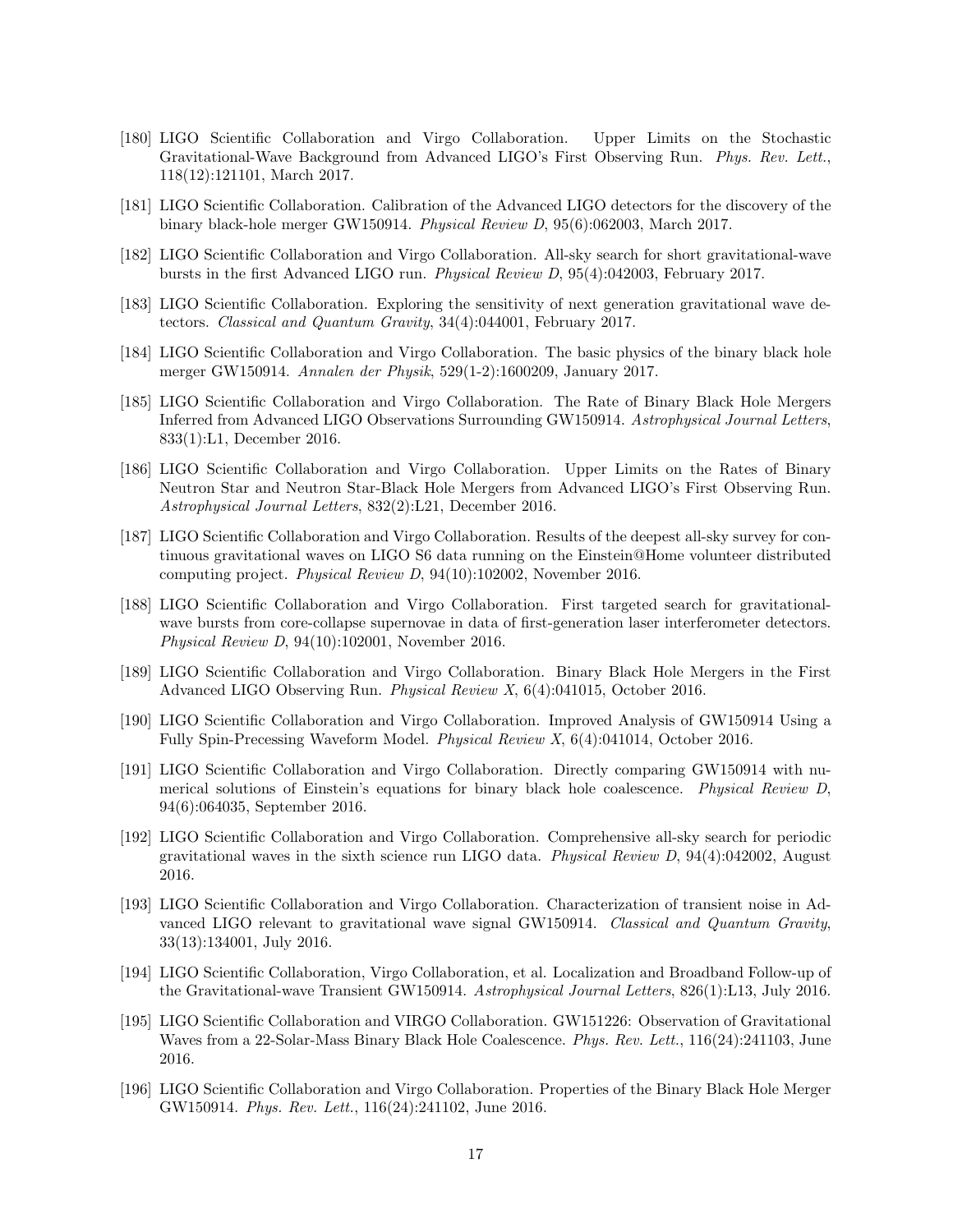[180] LIGO Scientific Collaboration and Virgo Collaboration. Upper Limits on the Stochastic Gravitational-Wave Background from Advanced LIGO's First Observing Run. *Phys. Rev. Lett.*, 118(12):121101, March 2017.

[181] LIGO Scientific Collaboration. Calibration of the Advanced LIGO detectors for the discovery of the binary black-hole merger GW150914. *Physical Review D*, 95(6):062003, March 2017.

[182] LIGO Scientific Collaboration and Virgo Collaboration. All-sky search for short gravitational-wave bursts in the first Advanced LIGO run. *Physical Review D*, 95(4):042003, February 2017.

[183] LIGO Scientific Collaboration. Exploring the sensitivity of next generation gravitational wave detectors. *Classical and Quantum Gravity*, 34(4):044001, February 2017.

[184] LIGO Scientific Collaboration and Virgo Collaboration. The basic physics of the binary black hole merger GW150914. *Annalen der Physik*, 529(1-2):1600209, January 2017.

[185] LIGO Scientific Collaboration and Virgo Collaboration. The Rate of Binary Black Hole Mergers Inferred from Advanced LIGO Observations Surrounding GW150914. *Astrophysical Journal Letters*, 833(1):L1, December 2016.

[186] LIGO Scientific Collaboration and Virgo Collaboration. Upper Limits on the Rates of Binary Neutron Star and Neutron Star-Black Hole Mergers from Advanced LIGO's First Observing Run. *Astrophysical Journal Letters*, 832(2):L21, December 2016.

[187] LIGO Scientific Collaboration and Virgo Collaboration. Results of the deepest all-sky survey for continuous gravitational waves on LIGO S6 data running on the Einstein@Home volunteer distributed computing project. *Physical Review D*, 94(10):102002, November 2016.

[188] LIGO Scientific Collaboration and Virgo Collaboration. First targeted search for gravitational-wave bursts from core-collapse supernovae in data of first-generation laser interferometer detectors. *Physical Review D*, 94(10):102001, November 2016.

[189] LIGO Scientific Collaboration and Virgo Collaboration. Binary Black Hole Mergers in the First Advanced LIGO Observing Run. *Physical Review X*, 6(4):041015, October 2016.

[190] LIGO Scientific Collaboration and Virgo Collaboration. Improved Analysis of GW150914 Using a Fully Spin-Precessing Waveform Model. *Physical Review X*, 6(4):041014, October 2016.

[191] LIGO Scientific Collaboration and Virgo Collaboration. Directly comparing GW150914 with numerical solutions of Einstein's equations for binary black hole coalescence. *Physical Review D*, 94(6):064035, September 2016.

[192] LIGO Scientific Collaboration and Virgo Collaboration. Comprehensive all-sky search for periodic gravitational waves in the sixth science run LIGO data. *Physical Review D*, 94(4):042002, August 2016.

[193] LIGO Scientific Collaboration and Virgo Collaboration. Characterization of transient noise in Advanced LIGO relevant to gravitational wave signal GW150914. *Classical and Quantum Gravity*, 33(13):134001, July 2016.

[194] LIGO Scientific Collaboration, Virgo Collaboration, et al. Localization and Broadband Follow-up of the Gravitational-wave Transient GW150914. *Astrophysical Journal Letters*, 826(1):L13, July 2016.

[195] LIGO Scientific Collaboration and VIRGO Collaboration. GW151226: Observation of Gravitational Waves from a 22-Solar-Mass Binary Black Hole Coalescence. *Phys. Rev. Lett.*, 116(24):241103, June 2016.

[196] LIGO Scientific Collaboration and Virgo Collaboration. Properties of the Binary Black Hole Merger GW150914. *Phys. Rev. Lett.*, 116(24):241102, June 2016.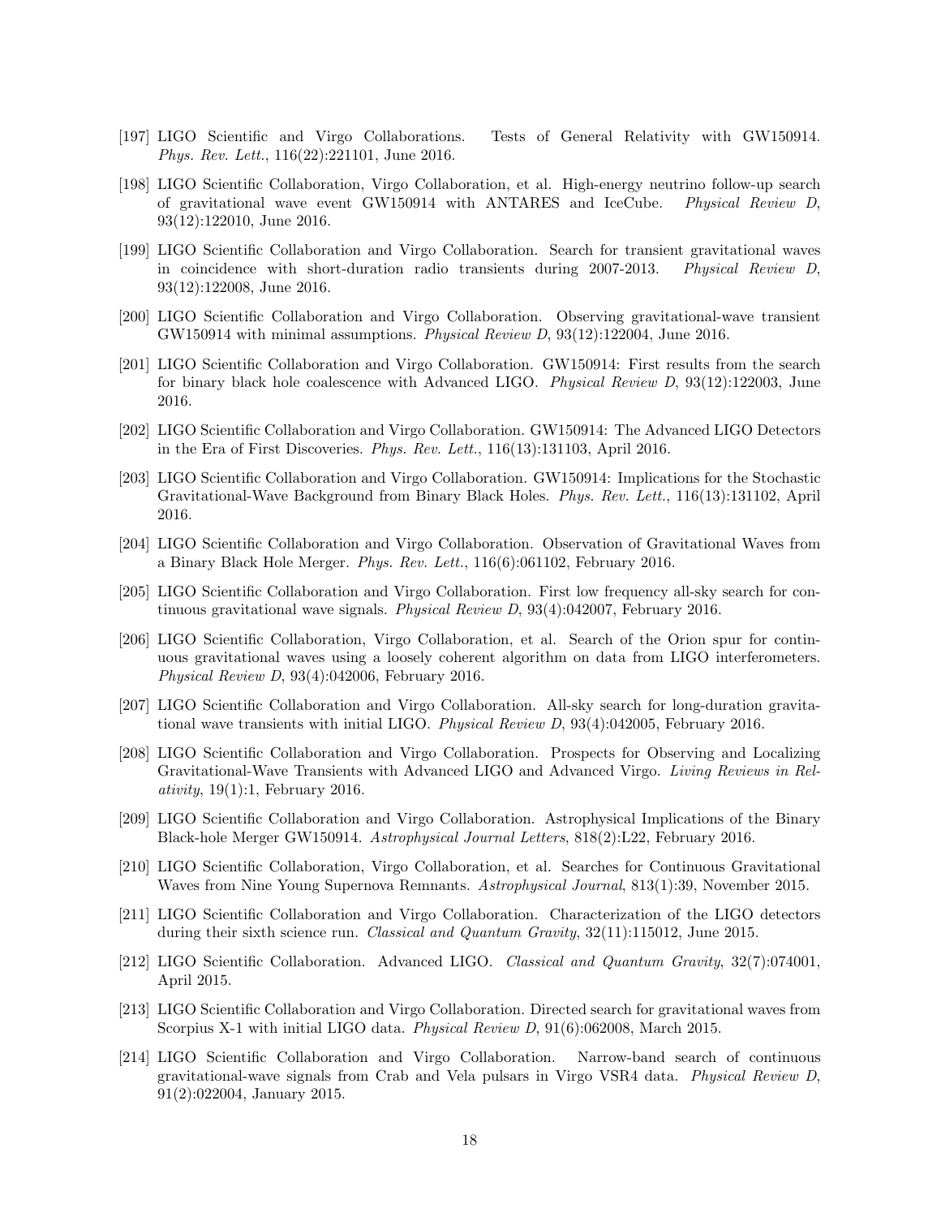[197] LIGO Scientific and Virgo Collaborations. Tests of General Relativity with GW150914. *Phys. Rev. Lett.*, 116(22):221101, June 2016.

[198] LIGO Scientific Collaboration, Virgo Collaboration, et al. High-energy neutrino follow-up search of gravitational wave event GW150914 with ANTARES and IceCube. *Physical Review D*, 93(12):122010, June 2016.

[199] LIGO Scientific Collaboration and Virgo Collaboration. Search for transient gravitational waves in coincidence with short-duration radio transients during 2007-2013. *Physical Review D*, 93(12):122008, June 2016.

[200] LIGO Scientific Collaboration and Virgo Collaboration. Observing gravitational-wave transient GW150914 with minimal assumptions. *Physical Review D*, 93(12):122004, June 2016.

[201] LIGO Scientific Collaboration and Virgo Collaboration. GW150914: First results from the search for binary black hole coalescence with Advanced LIGO. *Physical Review D*, 93(12):122003, June 2016.

[202] LIGO Scientific Collaboration and Virgo Collaboration. GW150914: The Advanced LIGO Detectors in the Era of First Discoveries. *Phys. Rev. Lett.*, 116(13):131103, April 2016.

[203] LIGO Scientific Collaboration and Virgo Collaboration. GW150914: Implications for the Stochastic Gravitational-Wave Background from Binary Black Holes. *Phys. Rev. Lett.*, 116(13):131102, April 2016.

[204] LIGO Scientific Collaboration and Virgo Collaboration. Observation of Gravitational Waves from a Binary Black Hole Merger. *Phys. Rev. Lett.*, 116(6):061102, February 2016.

[205] LIGO Scientific Collaboration and Virgo Collaboration. First low frequency all-sky search for continuous gravitational wave signals. *Physical Review D*, 93(4):042007, February 2016.

[206] LIGO Scientific Collaboration, Virgo Collaboration, et al. Search of the Orion spur for continuous gravitational waves using a loosely coherent algorithm on data from LIGO interferometers. *Physical Review D*, 93(4):042006, February 2016.

[207] LIGO Scientific Collaboration and Virgo Collaboration. All-sky search for long-duration gravitational wave transients with initial LIGO. *Physical Review D*, 93(4):042005, February 2016.

[208] LIGO Scientific Collaboration and Virgo Collaboration. Prospects for Observing and Localizing Gravitational-Wave Transients with Advanced LIGO and Advanced Virgo. *Living Reviews in Relativity*, 19(1):1, February 2016.

[209] LIGO Scientific Collaboration and Virgo Collaboration. Astrophysical Implications of the Binary Black-hole Merger GW150914. *Astrophysical Journal Letters*, 818(2):L22, February 2016.

[210] LIGO Scientific Collaboration, Virgo Collaboration, et al. Searches for Continuous Gravitational Waves from Nine Young Supernova Remnants. *Astrophysical Journal*, 813(1):39, November 2015.

[211] LIGO Scientific Collaboration and Virgo Collaboration. Characterization of the LIGO detectors during their sixth science run. *Classical and Quantum Gravity*, 32(11):115012, June 2015.

[212] LIGO Scientific Collaboration. Advanced LIGO. *Classical and Quantum Gravity*, 32(7):074001, April 2015.

[213] LIGO Scientific Collaboration and Virgo Collaboration. Directed search for gravitational waves from Scorpius X-1 with initial LIGO data. *Physical Review D*, 91(6):062008, March 2015.

[214] LIGO Scientific Collaboration and Virgo Collaboration. Narrow-band search of continuous gravitational-wave signals from Crab and Vela pulsars in Virgo VSR4 data. *Physical Review D*, 91(2):022004, January 2015.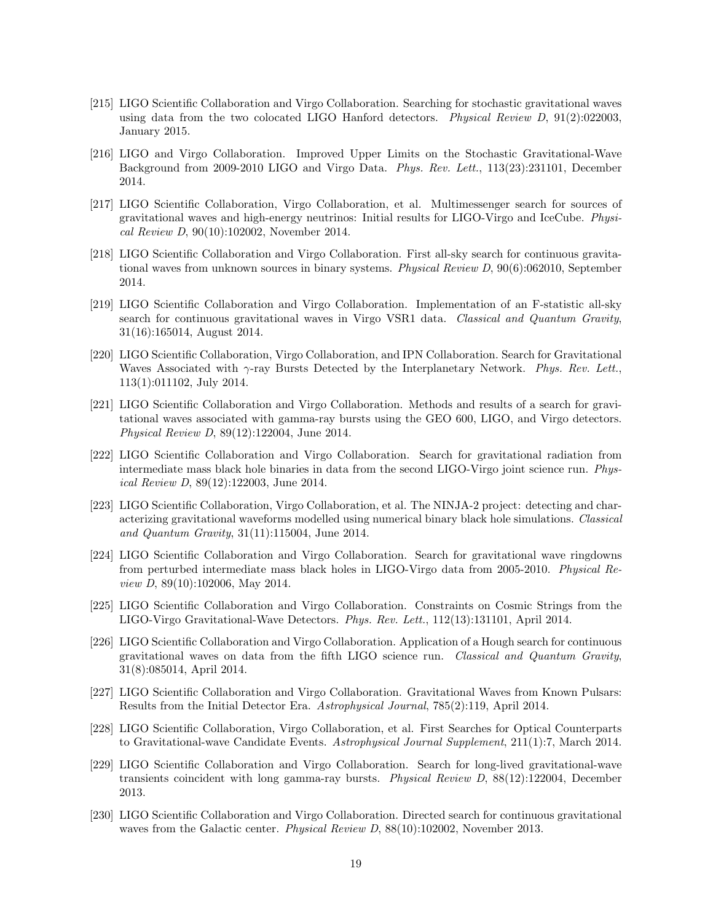[215] LIGO Scientific Collaboration and Virgo Collaboration. Searching for stochastic gravitational waves using data from the two colocated LIGO Hanford detectors. *Physical Review D*, 91(2):022003, January 2015.

[216] LIGO and Virgo Collaboration. Improved Upper Limits on the Stochastic Gravitational-Wave Background from 2009-2010 LIGO and Virgo Data. *Phys. Rev. Lett.*, 113(23):231101, December 2014.

[217] LIGO Scientific Collaboration, Virgo Collaboration, et al. Multimessenger search for sources of gravitational waves and high-energy neutrinos: Initial results for LIGO-Virgo and IceCube. *Physical Review D*, 90(10):102002, November 2014.

[218] LIGO Scientific Collaboration and Virgo Collaboration. First all-sky search for continuous gravitational waves from unknown sources in binary systems. *Physical Review D*, 90(6):062010, September 2014.

[219] LIGO Scientific Collaboration and Virgo Collaboration. Implementation of an F-statistic all-sky search for continuous gravitational waves in Virgo VSR1 data. *Classical and Quantum Gravity*, 31(16):165014, August 2014.

[220] LIGO Scientific Collaboration, Virgo Collaboration, and IPN Collaboration. Search for Gravitational Waves Associated with $\gamma$-ray Bursts Detected by the Interplanetary Network. *Phys. Rev. Lett.*, 113(1):011102, July 2014.

[221] LIGO Scientific Collaboration and Virgo Collaboration. Methods and results of a search for gravitational waves associated with gamma-ray bursts using the GEO 600, LIGO, and Virgo detectors. *Physical Review D*, 89(12):122004, June 2014.

[222] LIGO Scientific Collaboration and Virgo Collaboration. Search for gravitational radiation from intermediate mass black hole binaries in data from the second LIGO-Virgo joint science run. *Physical Review D*, 89(12):122003, June 2014.

[223] LIGO Scientific Collaboration, Virgo Collaboration, et al. The NINJA-2 project: detecting and characterizing gravitational waveforms modelled using numerical binary black hole simulations. *Classical and Quantum Gravity*, 31(11):115004, June 2014.

[224] LIGO Scientific Collaboration and Virgo Collaboration. Search for gravitational wave ringdowns from perturbed intermediate mass black holes in LIGO-Virgo data from 2005-2010. *Physical Review D*, 89(10):102006, May 2014.

[225] LIGO Scientific Collaboration and Virgo Collaboration. Constraints on Cosmic Strings from the LIGO-Virgo Gravitational-Wave Detectors. *Phys. Rev. Lett.*, 112(13):131101, April 2014.

[226] LIGO Scientific Collaboration and Virgo Collaboration. Application of a Hough search for continuous gravitational waves on data from the fifth LIGO science run. *Classical and Quantum Gravity*, 31(8):085014, April 2014.

[227] LIGO Scientific Collaboration and Virgo Collaboration. Gravitational Waves from Known Pulsars: Results from the Initial Detector Era. *Astrophysical Journal*, 785(2):119, April 2014.

[228] LIGO Scientific Collaboration, Virgo Collaboration, et al. First Searches for Optical Counterparts to Gravitational-wave Candidate Events. *Astrophysical Journal Supplement*, 211(1):7, March 2014.

[229] LIGO Scientific Collaboration and Virgo Collaboration. Search for long-lived gravitational-wave transients coincident with long gamma-ray bursts. *Physical Review D*, 88(12):122004, December 2013.

[230] LIGO Scientific Collaboration and Virgo Collaboration. Directed search for continuous gravitational waves from the Galactic center. *Physical Review D*, 88(10):102002, November 2013.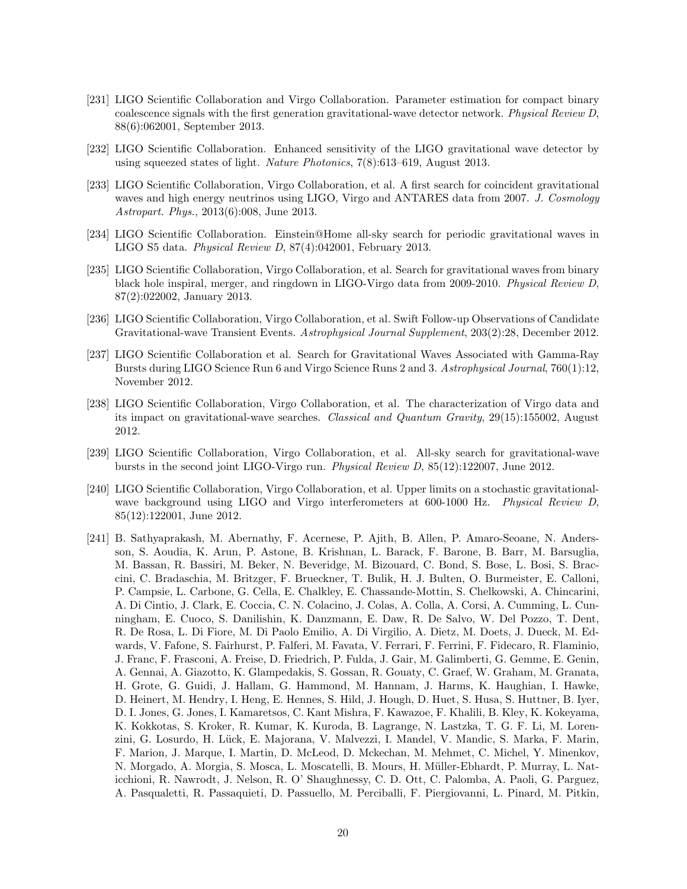[231] LIGO Scientific Collaboration and Virgo Collaboration. Parameter estimation for compact binary coalescence signals with the first generation gravitational-wave detector network. *Physical Review D*, 88(6):062001, September 2013.

[232] LIGO Scientific Collaboration. Enhanced sensitivity of the LIGO gravitational wave detector by using squeezed states of light. *Nature Photonics*, 7(8):613–619, August 2013.

[233] LIGO Scientific Collaboration, Virgo Collaboration, et al. A first search for coincident gravitational waves and high energy neutrinos using LIGO, Virgo and ANTARES data from 2007. *J. Cosmology Astropart. Phys.*, 2013(6):008, June 2013.

[234] LIGO Scientific Collaboration. Einstein@Home all-sky search for periodic gravitational waves in LIGO S5 data. *Physical Review D*, 87(4):042001, February 2013.

[235] LIGO Scientific Collaboration, Virgo Collaboration, et al. Search for gravitational waves from binary black hole inspiral, merger, and ringdown in LIGO-Virgo data from 2009-2010. *Physical Review D*, 87(2):022002, January 2013.

[236] LIGO Scientific Collaboration, Virgo Collaboration, et al. Swift Follow-up Observations of Candidate Gravitational-wave Transient Events. *Astrophysical Journal Supplement*, 203(2):28, December 2012.

[237] LIGO Scientific Collaboration et al. Search for Gravitational Waves Associated with Gamma-Ray Bursts during LIGO Science Run 6 and Virgo Science Runs 2 and 3. *Astrophysical Journal*, 760(1):12, November 2012.

[238] LIGO Scientific Collaboration, Virgo Collaboration, et al. The characterization of Virgo data and its impact on gravitational-wave searches. *Classical and Quantum Gravity*, 29(15):155002, August 2012.

[239] LIGO Scientific Collaboration, Virgo Collaboration, et al. All-sky search for gravitational-wave bursts in the second joint LIGO-Virgo run. *Physical Review D*, 85(12):122007, June 2012.

[240] LIGO Scientific Collaboration, Virgo Collaboration, et al. Upper limits on a stochastic gravitational-wave background using LIGO and Virgo interferometers at 600-1000 Hz. *Physical Review D*, 85(12):122001, June 2012.

[241] B. Sathyaprakash, M. Abernathy, F. Acernese, P. Ajith, B. Allen, P. Amaro-Seoane, N. Andersson, S. Aoudia, K. Arun, P. Astone, B. Krishnan, L. Barack, F. Barone, B. Barr, M. Barsuglia, M. Bassan, R. Bassiri, M. Beker, N. Beveridge, M. Bizouard, C. Bond, S. Bose, L. Bosi, S. Braccini, C. Bradaschia, M. Britzger, F. Brueckner, T. Bulik, H. J. Bulten, O. Burmeister, E. Calloni, P. Campsie, L. Carbone, G. Cella, E. Chalkley, E. Chassande-Mottin, S. Chelkowski, A. Chincarini, A. Di Cintio, J. Clark, E. Coccia, C. N. Colacino, J. Colas, A. Colla, A. Corsi, A. Cumming, L. Cunningham, E. Cuoco, S. Danilishin, K. Danzmann, E. Daw, R. De Salvo, W. Del Pozzo, T. Dent, R. De Rosa, L. Di Fiore, M. Di Paolo Emilio, A. Di Virgilio, A. Dietz, M. Doets, J. Dueck, M. Edwards, V. Fafone, S. Fairhurst, P. Falferi, M. Favata, V. Ferrari, F. Ferrini, F. Fidecaro, R. Flaminio, J. Franc, F. Frasconi, A. Freise, D. Friedrich, P. Fulda, J. Gair, M. Galimberti, G. Gemme, E. Genin, A. Gennai, A. Giazotto, K. Glampedakis, S. Gossan, R. Gouaty, C. Graef, W. Graham, M. Granata, H. Grote, G. Guidi, J. Hallam, G. Hammond, M. Hannam, J. Harms, K. Haughian, I. Hawke, D. Heinert, M. Hendry, I. Heng, E. Hennes, S. Hild, J. Hough, D. Huet, S. Husa, S. Huttner, B. Iyer, D. I. Jones, G. Jones, I. Kamaretsos, C. Kant Mishra, F. Kawazoe, F. Khalili, B. Kley, K. Kokeyama, K. Kokkotas, S. Kroker, R. Kumar, K. Kuroda, B. Lagrange, N. Lastzka, T. G. F. Li, M. Lorenzini, G. Losurdo, H. Lück, E. Majorana, V. Malvezzi, I. Mandel, V. Mandic, S. Marka, F. Marin, F. Marion, J. Marque, I. Martin, D. McLeod, D. Mckechan, M. Mehmet, C. Michel, Y. Minenkov, N. Morgado, A. Morgia, S. Mosca, L. Moscatelli, B. Mours, H. Müller-Ebhardt, P. Murray, L. Naticchioni, R. Nawrodt, J. Nelson, R. O' Shaughnessy, C. D. Ott, C. Palomba, A. Paoli, G. Parguez, A. Pasqualetti, R. Passaquieti, D. Passuello, M. Perciballi, F. Piergiovanni, L. Pinard, M. Pitkin,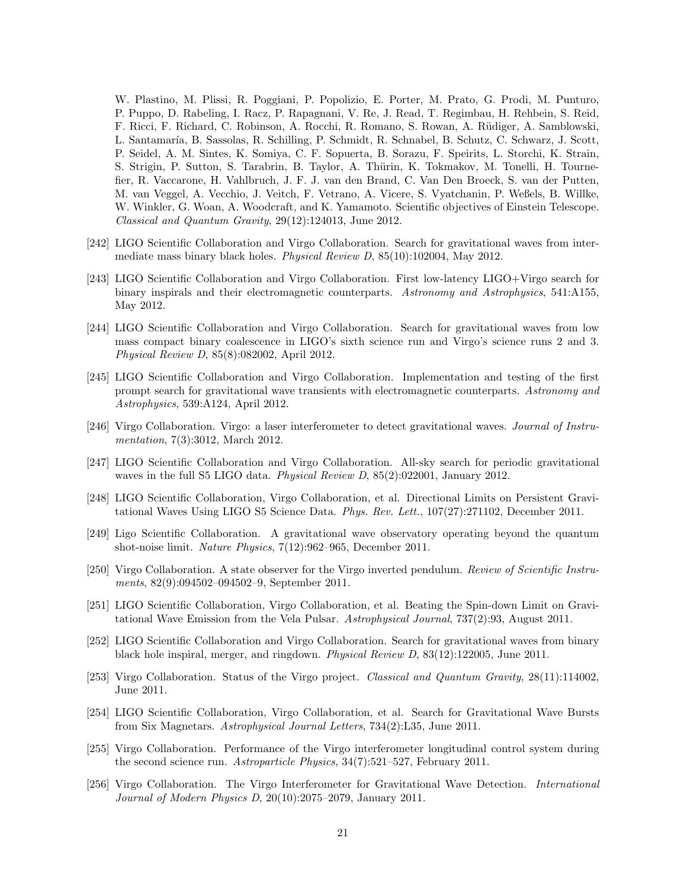W. Plastino, M. Plissi, R. Poggiani, P. Popolizio, E. Porter, M. Prato, G. Prodi, M. Punturo, P. Puppo, D. Rabeling, I. Racz, P. Rapagnani, V. Re, J. Read, T. Regimbau, H. Rehbein, S. Reid, F. Ricci, F. Richard, C. Robinson, A. Rocchi, R. Romano, S. Rowan, A. Rüdiger, A. Samblowski, L. Santamaría, B. Sassolas, R. Schilling, P. Schmidt, R. Schnabel, B. Schutz, C. Schwarz, J. Scott, P. Seidel, A. M. Sintes, K. Somiya, C. F. Sopuerta, B. Sorazu, F. Speirits, L. Storchi, K. Strain, S. Strigin, P. Sutton, S. Tarabrin, B. Taylor, A. Thürin, K. Tokmakov, M. Tonelli, H. Tournefier, R. Vaccarone, H. Vahlbruch, J. F. J. van den Brand, C. Van Den Broeck, S. van der Putten, M. van Veggel, A. Vecchio, J. Veitch, F. Vetrano, A. Vicere, S. Vyatchanin, P. Weßels, B. Willke, W. Winkler, G. Woan, A. Woodcraft, and K. Yamamoto. Scientific objectives of Einstein Telescope. *Classical and Quantum Gravity*, 29(12):124013, June 2012.

[242] LIGO Scientific Collaboration and Virgo Collaboration. Search for gravitational waves from intermediate mass binary black holes. *Physical Review D*, 85(10):102004, May 2012.

[243] LIGO Scientific Collaboration and Virgo Collaboration. First low-latency LIGO+Virgo search for binary inspirals and their electromagnetic counterparts. *Astronomy and Astrophysics*, 541:A155, May 2012.

[244] LIGO Scientific Collaboration and Virgo Collaboration. Search for gravitational waves from low mass compact binary coalescence in LIGO's sixth science run and Virgo's science runs 2 and 3. *Physical Review D*, 85(8):082002, April 2012.

[245] LIGO Scientific Collaboration and Virgo Collaboration. Implementation and testing of the first prompt search for gravitational wave transients with electromagnetic counterparts. *Astronomy and Astrophysics*, 539:A124, April 2012.

[246] Virgo Collaboration. Virgo: a laser interferometer to detect gravitational waves. *Journal of Instrumentation*, 7(3):3012, March 2012.

[247] LIGO Scientific Collaboration and Virgo Collaboration. All-sky search for periodic gravitational waves in the full S5 LIGO data. *Physical Review D*, 85(2):022001, January 2012.

[248] LIGO Scientific Collaboration, Virgo Collaboration, et al. Directional Limits on Persistent Gravitational Waves Using LIGO S5 Science Data. *Phys. Rev. Lett.*, 107(27):271102, December 2011.

[249] Ligo Scientific Collaboration. A gravitational wave observatory operating beyond the quantum shot-noise limit. *Nature Physics*, 7(12):962–965, December 2011.

[250] Virgo Collaboration. A state observer for the Virgo inverted pendulum. *Review of Scientific Instruments*, 82(9):094502–094502–9, September 2011.

[251] LIGO Scientific Collaboration, Virgo Collaboration, et al. Beating the Spin-down Limit on Gravitational Wave Emission from the Vela Pulsar. *Astrophysical Journal*, 737(2):93, August 2011.

[252] LIGO Scientific Collaboration and Virgo Collaboration. Search for gravitational waves from binary black hole inspiral, merger, and ringdown. *Physical Review D*, 83(12):122005, June 2011.

[253] Virgo Collaboration. Status of the Virgo project. *Classical and Quantum Gravity*, 28(11):114002, June 2011.

[254] LIGO Scientific Collaboration, Virgo Collaboration, et al. Search for Gravitational Wave Bursts from Six Magnetars. *Astrophysical Journal Letters*, 734(2):L35, June 2011.

[255] Virgo Collaboration. Performance of the Virgo interferometer longitudinal control system during the second science run. *Astroparticle Physics*, 34(7):521–527, February 2011.

[256] Virgo Collaboration. The Virgo Interferometer for Gravitational Wave Detection. *International Journal of Modern Physics D*, 20(10):2075–2079, January 2011.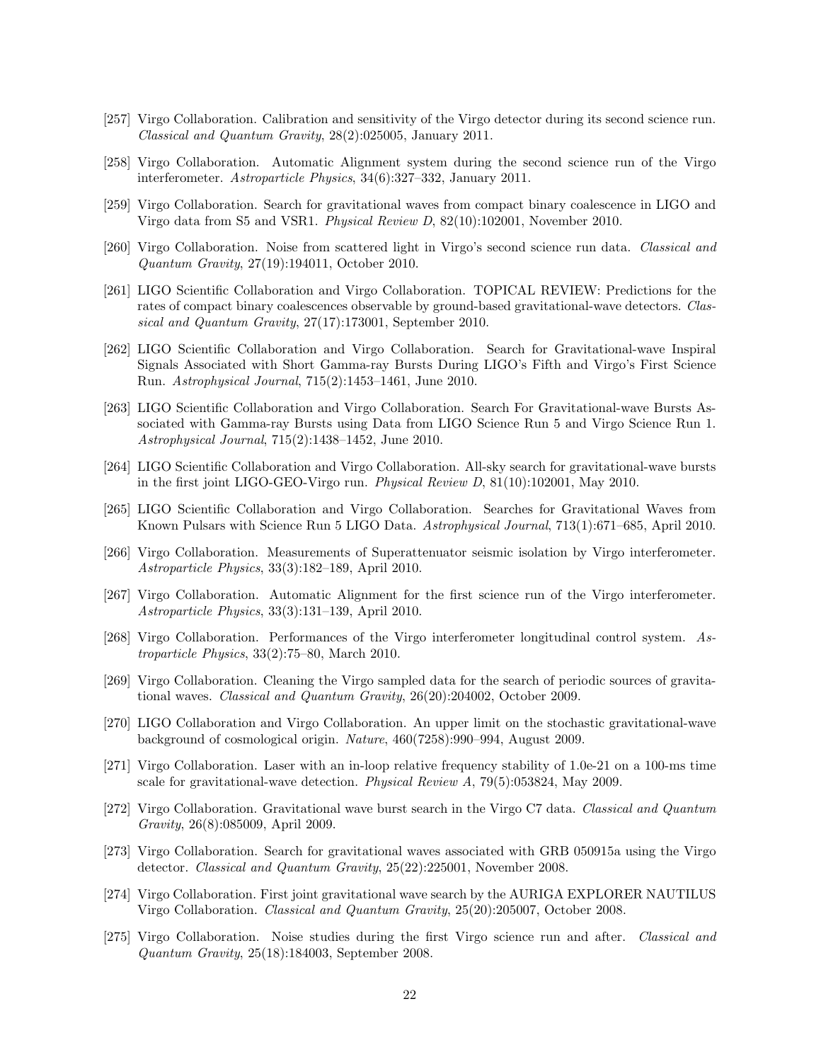[257] Virgo Collaboration. Calibration and sensitivity of the Virgo detector during its second science run. *Classical and Quantum Gravity*, 28(2):025005, January 2011.

[258] Virgo Collaboration. Automatic Alignment system during the second science run of the Virgo interferometer. *Astroparticle Physics*, 34(6):327–332, January 2011.

[259] Virgo Collaboration. Search for gravitational waves from compact binary coalescence in LIGO and Virgo data from S5 and VSR1. *Physical Review D*, 82(10):102001, November 2010.

[260] Virgo Collaboration. Noise from scattered light in Virgo's second science run data. *Classical and Quantum Gravity*, 27(19):194011, October 2010.

[261] LIGO Scientific Collaboration and Virgo Collaboration. TOPICAL REVIEW: Predictions for the rates of compact binary coalescences observable by ground-based gravitational-wave detectors. *Classical and Quantum Gravity*, 27(17):173001, September 2010.

[262] LIGO Scientific Collaboration and Virgo Collaboration. Search for Gravitational-wave Inspiral Signals Associated with Short Gamma-ray Bursts During LIGO's Fifth and Virgo's First Science Run. *Astrophysical Journal*, 715(2):1453–1461, June 2010.

[263] LIGO Scientific Collaboration and Virgo Collaboration. Search For Gravitational-wave Bursts Associated with Gamma-ray Bursts using Data from LIGO Science Run 5 and Virgo Science Run 1. *Astrophysical Journal*, 715(2):1438–1452, June 2010.

[264] LIGO Scientific Collaboration and Virgo Collaboration. All-sky search for gravitational-wave bursts in the first joint LIGO-GEO-Virgo run. *Physical Review D*, 81(10):102001, May 2010.

[265] LIGO Scientific Collaboration and Virgo Collaboration. Searches for Gravitational Waves from Known Pulsars with Science Run 5 LIGO Data. *Astrophysical Journal*, 713(1):671–685, April 2010.

[266] Virgo Collaboration. Measurements of Superattenuator seismic isolation by Virgo interferometer. *Astroparticle Physics*, 33(3):182–189, April 2010.

[267] Virgo Collaboration. Automatic Alignment for the first science run of the Virgo interferometer. *Astroparticle Physics*, 33(3):131–139, April 2010.

[268] Virgo Collaboration. Performances of the Virgo interferometer longitudinal control system. *Astroparticle Physics*, 33(2):75–80, March 2010.

[269] Virgo Collaboration. Cleaning the Virgo sampled data for the search of periodic sources of gravitational waves. *Classical and Quantum Gravity*, 26(20):204002, October 2009.

[270] LIGO Collaboration and Virgo Collaboration. An upper limit on the stochastic gravitational-wave background of cosmological origin. *Nature*, 460(7258):990–994, August 2009.

[271] Virgo Collaboration. Laser with an in-loop relative frequency stability of 1.0e-21 on a 100-ms time scale for gravitational-wave detection. *Physical Review A*, 79(5):053824, May 2009.

[272] Virgo Collaboration. Gravitational wave burst search in the Virgo C7 data. *Classical and Quantum Gravity*, 26(8):085009, April 2009.

[273] Virgo Collaboration. Search for gravitational waves associated with GRB 050915a using the Virgo detector. *Classical and Quantum Gravity*, 25(22):225001, November 2008.

[274] Virgo Collaboration. First joint gravitational wave search by the AURIGA EXPLORER NAUTILUS Virgo Collaboration. *Classical and Quantum Gravity*, 25(20):205007, October 2008.

[275] Virgo Collaboration. Noise studies during the first Virgo science run and after. *Classical and Quantum Gravity*, 25(18):184003, September 2008.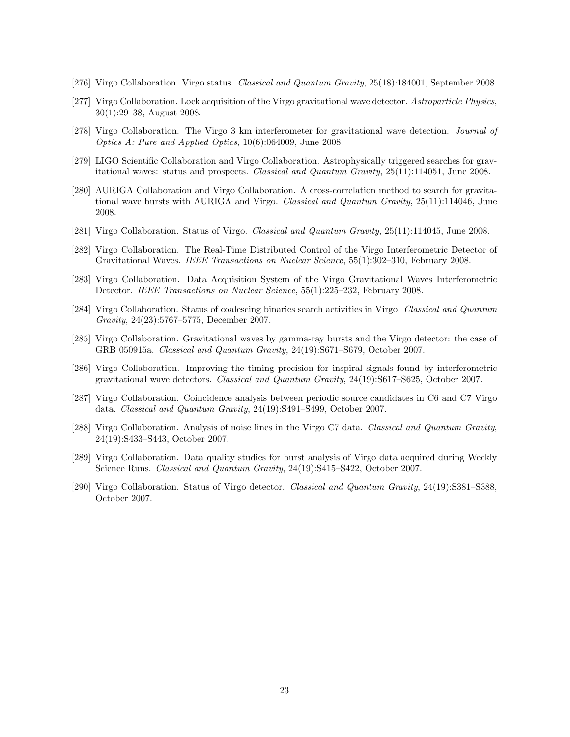[276] Virgo Collaboration. Virgo status. *Classical and Quantum Gravity*, 25(18):184001, September 2008.

[277] Virgo Collaboration. Lock acquisition of the Virgo gravitational wave detector. *Astroparticle Physics*, 30(1):29–38, August 2008.

[278] Virgo Collaboration. The Virgo 3 km interferometer for gravitational wave detection. *Journal of Optics A: Pure and Applied Optics*, 10(6):064009, June 2008.

[279] LIGO Scientific Collaboration and Virgo Collaboration. Astrophysically triggered searches for gravitational waves: status and prospects. *Classical and Quantum Gravity*, 25(11):114051, June 2008.

[280] AURIGA Collaboration and Virgo Collaboration. A cross-correlation method to search for gravitational wave bursts with AURIGA and Virgo. *Classical and Quantum Gravity*, 25(11):114046, June 2008.

[281] Virgo Collaboration. Status of Virgo. *Classical and Quantum Gravity*, 25(11):114045, June 2008.

[282] Virgo Collaboration. The Real-Time Distributed Control of the Virgo Interferometric Detector of Gravitational Waves. *IEEE Transactions on Nuclear Science*, 55(1):302–310, February 2008.

[283] Virgo Collaboration. Data Acquisition System of the Virgo Gravitational Waves Interferometric Detector. *IEEE Transactions on Nuclear Science*, 55(1):225–232, February 2008.

[284] Virgo Collaboration. Status of coalescing binaries search activities in Virgo. *Classical and Quantum Gravity*, 24(23):5767–5775, December 2007.

[285] Virgo Collaboration. Gravitational waves by gamma-ray bursts and the Virgo detector: the case of GRB 050915a. *Classical and Quantum Gravity*, 24(19):S671–S679, October 2007.

[286] Virgo Collaboration. Improving the timing precision for inspiral signals found by interferometric gravitational wave detectors. *Classical and Quantum Gravity*, 24(19):S617–S625, October 2007.

[287] Virgo Collaboration. Coincidence analysis between periodic source candidates in C6 and C7 Virgo data. *Classical and Quantum Gravity*, 24(19):S491–S499, October 2007.

[288] Virgo Collaboration. Analysis of noise lines in the Virgo C7 data. *Classical and Quantum Gravity*, 24(19):S433–S443, October 2007.

[289] Virgo Collaboration. Data quality studies for burst analysis of Virgo data acquired during Weekly Science Runs. *Classical and Quantum Gravity*, 24(19):S415–S422, October 2007.

[290] Virgo Collaboration. Status of Virgo detector. *Classical and Quantum Gravity*, 24(19):S381–S388, October 2007.